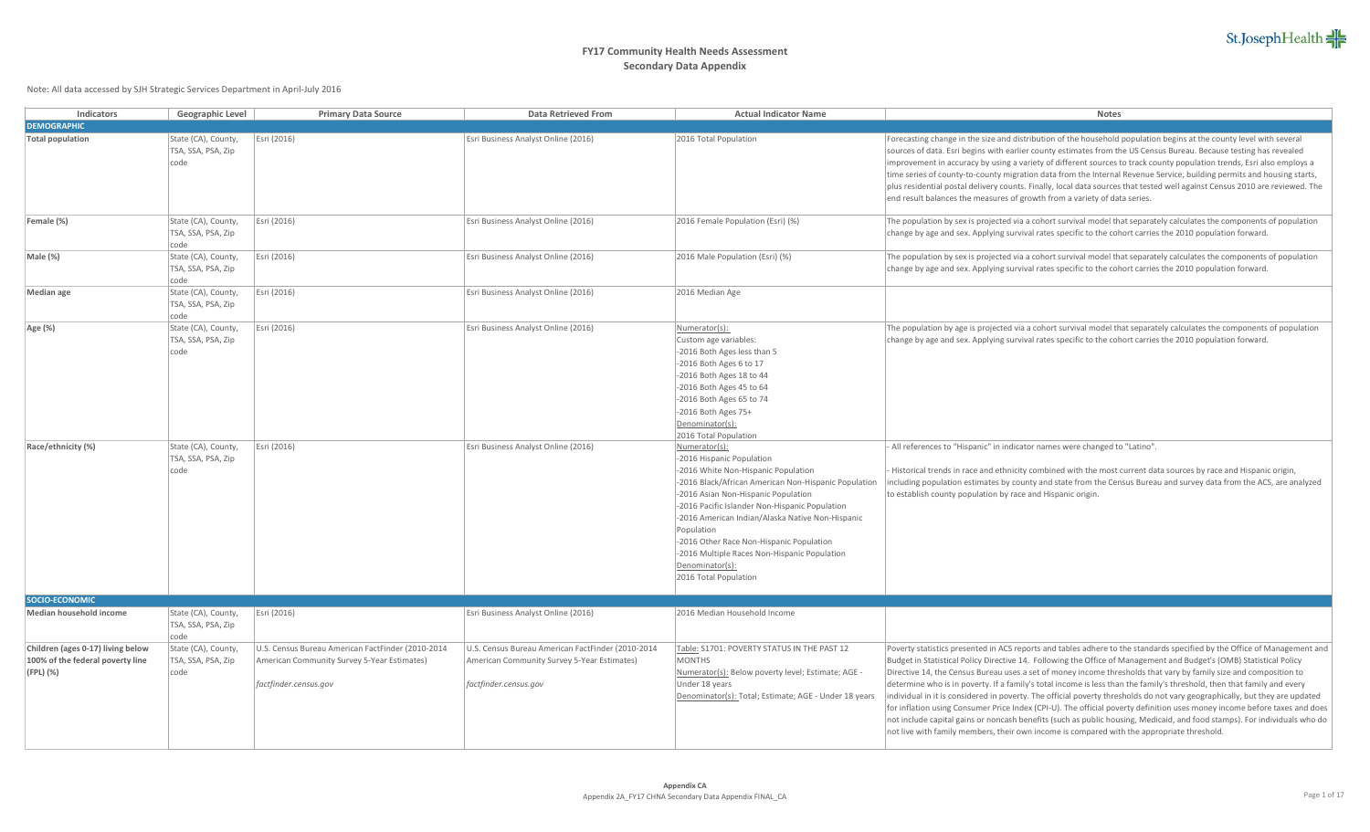# FY17 Community Health Needs Assessment
## Secondary Data Appendix

Note: All data accessed by SJH Strategic Services Department in April-July 2016

| Indicators | Geographic Level | Primary Data Source | Data Retrieved From | Actual Indicator Name | Notes |
|---|---|---|---|---|---|
| **DEMOGRAPHIC** | | | | | |
| **Total population** | State (CA), County, TSA, SSA, PSA, Zip code | Esri (2016) | Esri Business Analyst Online (2016) | 2016 Total Population | Forecasting change in the size and distribution of the household population begins at the county level with several sources of data. Esri begins with earlier county estimates from the US Census Bureau. Because testing has revealed improvement in accuracy by using a variety of different sources to track county population trends, Esri also employs a time series of county-to-county migration data from the Internal Revenue Service, building permits and housing starts, plus residential postal delivery counts. Finally, local data sources that tested well against Census 2010 are reviewed. The end result balances the measures of growth from a variety of data series. |
| **Female (%)** | State (CA), County, TSA, SSA, PSA, Zip code | Esri (2016) | Esri Business Analyst Online (2016) | 2016 Female Population (Esri) (%) | The population by sex is projected via a cohort survival model that separately calculates the components of population change by age and sex. Applying survival rates specific to the cohort carries the 2010 population forward. |
| **Male (%)** | State (CA), County, TSA, SSA, PSA, Zip code | Esri (2016) | Esri Business Analyst Online (2016) | 2016 Male Population (Esri) (%) | The population by sex is projected via a cohort survival model that separately calculates the components of population change by age and sex. Applying survival rates specific to the cohort carries the 2010 population forward. |
| **Median age** | State (CA), County, TSA, SSA, PSA, Zip code | Esri (2016) | Esri Business Analyst Online (2016) | 2016 Median Age | |
| **Age (%)** | State (CA), County, TSA, SSA, PSA, Zip code | Esri (2016) | Esri Business Analyst Online (2016) | Numerator(s):<br>Custom age variables:<br>-2016 Both Ages less than 5<br>-2016 Both Ages 6 to 17<br>-2016 Both Ages 18 to 44<br>-2016 Both Ages 45 to 64<br>-2016 Both Ages 65 to 74<br>-2016 Both Ages 75+<br>Denominator(s):<br>2016 Total Population | The population by age is projected via a cohort survival model that separately calculates the components of population change by age and sex. Applying survival rates specific to the cohort carries the 2010 population forward. |
| **Race/ethnicity (%)** | State (CA), County, TSA, SSA, PSA, Zip code | Esri (2016) | Esri Business Analyst Online (2016) | Numerator(s):<br>-2016 Hispanic Population<br>-2016 White Non-Hispanic Population<br>-2016 Black/African American Non-Hispanic Population<br>-2016 Asian Non-Hispanic Population<br>-2016 Pacific Islander Non-Hispanic Population<br>-2016 American Indian/Alaska Native Non-Hispanic Population<br>-2016 Other Race Non-Hispanic Population<br>-2016 Multiple Races Non-Hispanic Population<br>Denominator(s):<br>2016 Total Population | - All references to "Hispanic" in indicator names were changed to "Latino".<br><br>- Historical trends in race and ethnicity combined with the most current data sources by race and Hispanic origin, including population estimates by county and state from the Census Bureau and survey data from the ACS, are analyzed to establish county population by race and Hispanic origin. |
| **SOCIO-ECONOMIC** | | | | | |
| **Median household income** | State (CA), County, TSA, SSA, PSA, Zip code | Esri (2016) | Esri Business Analyst Online (2016) | 2016 Median Household Income | |
| **Children (ages 0-17) living below 100% of the federal poverty line (FPL) (%)** | State (CA), County, TSA, SSA, PSA, Zip code | U.S. Census Bureau American FactFinder (2010-2014 American Community Survey 5-Year Estimates)<br><br>*factfinder.census.gov* | U.S. Census Bureau American FactFinder (2010-2014 American Community Survey 5-Year Estimates)<br><br>*factfinder.census.gov* | Table: S1701: POVERTY STATUS IN THE PAST 12 MONTHS<br>Numerator(s): Below poverty level; Estimate; AGE - Under 18 years<br>Denominator(s): Total; Estimate; AGE - Under 18 years | Poverty statistics presented in ACS reports and tables adhere to the standards specified by the Office of Management and Budget in Statistical Policy Directive 14. Following the Office of Management and Budget's (OMB) Statistical Policy Directive 14, the Census Bureau uses a set of money income thresholds that vary by family size and composition to determine who is in poverty. If a family's total income is less than the family's threshold, then that family and every individual in it is considered in poverty. The official poverty thresholds do not vary geographically, but they are updated for inflation using Consumer Price Index (CPI-U). The official poverty definition uses money income before taxes and does not include capital gains or noncash benefits (such as public housing, Medicaid, and food stamps). For individuals who do not live with family members, their own income is compared with the appropriate threshold. |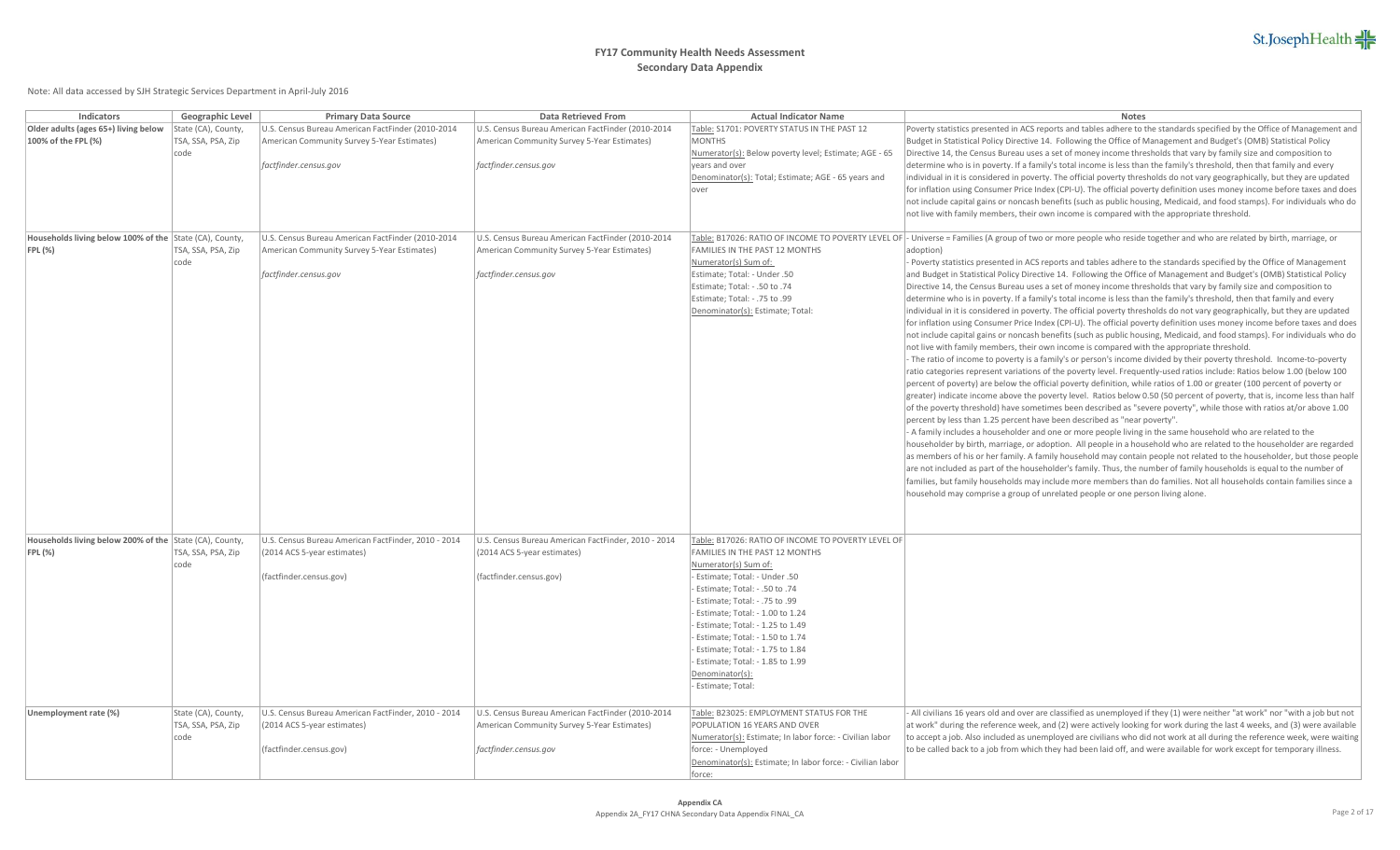# FY17 Community Health Needs Assessment
## Secondary Data Appendix

Note: All data accessed by SJH Strategic Services Department in April-July 2016

| Indicators | Geographic Level | Primary Data Source | Data Retrieved From | Actual Indicator Name | Notes |
|---|---|---|---|---|---|
| **Older adults (ages 65+) living below 100% of the FPL (%)** | State (CA), County, TSA, SSA, PSA, Zip code | U.S. Census Bureau American FactFinder (2010-2014 American Community Survey 5-Year Estimates)<br><br>*factfinder.census.gov* | U.S. Census Bureau American FactFinder (2010-2014 American Community Survey 5-Year Estimates)<br><br>*factfinder.census.gov* | Table: S1701: POVERTY STATUS IN THE PAST 12 MONTHS<br>Numerator(s): Below poverty level; Estimate; AGE - 65 years and over<br>Denominator(s): Total; Estimate; AGE - 65 years and over | Poverty statistics presented in ACS reports and tables adhere to the standards specified by the Office of Management and Budget in Statistical Policy Directive 14. Following the Office of Management and Budget's (OMB) Statistical Policy Directive 14, the Census Bureau uses a set of money income thresholds that vary by family size and composition to determine who is in poverty. If a family's total income is less than the family's threshold, then that family and every individual in it is considered in poverty. The official poverty thresholds do not vary geographically, but they are updated for inflation using Consumer Price Index (CPI-U). The official poverty definition uses money income before taxes and does not include capital gains or noncash benefits (such as public housing, Medicaid, and food stamps). For individuals who do not live with family members, their own income is compared with the appropriate threshold. |
| **Households living below 100% of the FPL (%)** | State (CA), County, TSA, SSA, PSA, Zip code | U.S. Census Bureau American FactFinder (2010-2014 American Community Survey 5-Year Estimates)<br><br>*factfinder.census.gov* | U.S. Census Bureau American FactFinder (2010-2014 American Community Survey 5-Year Estimates)<br><br>*factfinder.census.gov* | Table: B17026: RATIO OF INCOME TO POVERTY LEVEL OF FAMILIES IN THE PAST 12 MONTHS<br>Numerator(s) Sum of:<br>Estimate; Total: - Under .50<br>Estimate; Total: - .50 to .74<br>Estimate; Total: - .75 to .99<br>Denominator(s): Estimate; Total: | - Universe = Families (A group of two or more people who reside together and who are related by birth, marriage, or adoption)<br>- Poverty statistics presented in ACS reports and tables adhere to the standards specified by the Office of Management and Budget in Statistical Policy Directive 14. Following the Office of Management and Budget's (OMB) Statistical Policy Directive 14, the Census Bureau uses a set of money income thresholds that vary by family size and composition to determine who is in poverty. If a family's total income is less than the family's threshold, then that family and every individual in it is considered in poverty. The official poverty thresholds do not vary geographically, but they are updated for inflation using Consumer Price Index (CPI-U). The official poverty definition uses money income before taxes and does not include capital gains or noncash benefits (such as public housing, Medicaid, and food stamps). For individuals who do not live with family members, their own income is compared with the appropriate threshold.<br>- The ratio of income to poverty is a family's or person's income divided by their poverty threshold. Income-to-poverty ratio categories represent variations of the poverty level. Frequently-used ratios include: Ratios below 1.00 (below 100 percent of poverty) are below the official poverty definition, while ratios of 1.00 or greater (100 percent of poverty or greater) indicate income above the poverty level. Ratios below 0.50 (50 percent of poverty, that is, income less than half of the poverty threshold) have sometimes been described as "severe poverty", while those with ratios at/or above 1.00 percent by less than 1.25 percent have been described as "near poverty".<br>- A family includes a householder and one or more people living in the same household who are related to the householder by birth, marriage, or adoption. All people in a household who are related to the householder are regarded as members of his or her family. A family household may contain people not related to the householder, but those people are not included as part of the householder's family. Thus, the number of family households is equal to the number of families, but family households may include more members than do families. Not all households contain families since a household may comprise a group of unrelated people or one person living alone. |
| **Households living below 200% of the FPL (%)** | State (CA), County, TSA, SSA, PSA, Zip code | U.S. Census Bureau American FactFinder, 2010 - 2014 (2014 ACS 5-year estimates)<br><br>(factfinder.census.gov) | U.S. Census Bureau American FactFinder, 2010 - 2014 (2014 ACS 5-year estimates)<br><br>(factfinder.census.gov) | Table: B17026: RATIO OF INCOME TO POVERTY LEVEL OF FAMILIES IN THE PAST 12 MONTHS<br>Numerator(s) Sum of:<br>- Estimate; Total: - Under .50<br>- Estimate; Total: - .50 to .74<br>- Estimate; Total: - .75 to .99<br>- Estimate; Total: - 1.00 to 1.24<br>- Estimate; Total: - 1.25 to 1.49<br>- Estimate; Total: - 1.50 to 1.74<br>- Estimate; Total: - 1.75 to 1.84<br>- Estimate; Total: - 1.85 to 1.99<br>Denominator(s):<br>- Estimate; Total: | |
| **Unemployment rate (%)** | State (CA), County, TSA, SSA, PSA, Zip code | U.S. Census Bureau American FactFinder, 2010 - 2014 (2014 ACS 5-year estimates)<br><br>(factfinder.census.gov) | U.S. Census Bureau American FactFinder (2010-2014 American Community Survey 5-Year Estimates)<br><br>*factfinder.census.gov* | Table: B23025: EMPLOYMENT STATUS FOR THE POPULATION 16 YEARS AND OVER<br>Numerator(s): Estimate; In labor force: - Civilian labor force: - Unemployed<br>Denominator(s): Estimate; In labor force: - Civilian labor force: | - All civilians 16 years old and over are classified as unemployed if they (1) were neither "at work" nor "with a job but not at work" during the reference week, and (2) were actively looking for work during the last 4 weeks, and (3) were available to accept a job. Also included as unemployed are civilians who did not work at all during the reference week, were waiting to be called back to a job from which they had been laid off, and were available for work except for temporary illness. |

**Appendix CA**
Appendix 2A_FY17 CHNA Secondary Data Appendix FINAL_CA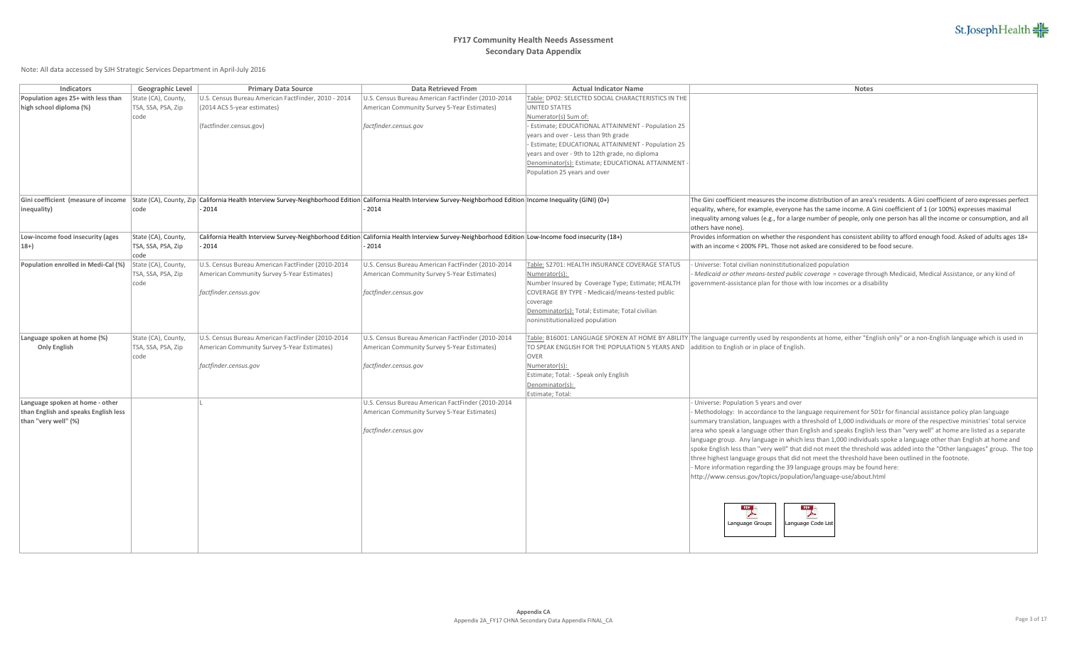# FY17 Community Health Needs Assessment

## Secondary Data Appendix

Note: All data accessed by SJH Strategic Services Department in April-July 2016

| Indicators | Geographic Level | Primary Data Source | Data Retrieved From | Actual Indicator Name | Notes |
|---|---|---|---|---|---|
| **Population ages 25+ with less than high school diploma (%)** | State (CA), County, TSA, SSA, PSA, Zip code | U.S. Census Bureau American FactFinder, 2010 - 2014 (2014 ACS 5-year estimates)<br><br>(factfinder.census.gov) | U.S. Census Bureau American FactFinder (2010-2014 American Community Survey 5-Year Estimates)<br><br>*factfinder.census.gov* | Table: DP02: SELECTED SOCIAL CHARACTERISTICS IN THE UNITED STATES<br>Numerator(s) Sum of:<br>- Estimate; EDUCATIONAL ATTAINMENT - Population 25 years and over - Less than 9th grade<br>- Estimate; EDUCATIONAL ATTAINMENT - Population 25 years and over - 9th to 12th grade, no diploma<br>Denominator(s): Estimate; EDUCATIONAL ATTAINMENT - Population 25 years and over | |
| **Gini coefficient (measure of income inequality)** | State (CA), County, Zip code | California Health Interview Survey-Neighborhood Edition - 2014 | California Health Interview Survey-Neighborhood Edition - 2014 | Income Inequality (GINI) (0+) | The Gini coefficient measures the income distribution of an area's residents. A Gini coefficient of zero expresses perfect equality, where, for example, everyone has the same income. A Gini coefficient of 1 (or 100%) expresses maximal inequality among values (e.g., for a large number of people, only one person has all the income or consumption, and all others have none). |
| **Low-income food insecurity (ages 18+)** | State (CA), County, TSA, SSA, PSA, Zip code | California Health Interview Survey-Neighborhood Edition - 2014 | California Health Interview Survey-Neighborhood Edition - 2014 | Low-Income food insecurity (18+) | Provides information on whether the respondent has consistent ability to afford enough food. Asked of adults ages 18+ with an income < 200% FPL. Those not asked are considered to be food secure. |
| **Population enrolled in Medi-Cal (%)** | State (CA), County, TSA, SSA, PSA, Zip code | U.S. Census Bureau American FactFinder (2010-2014 American Community Survey 5-Year Estimates)<br><br>*factfinder.census.gov* | U.S. Census Bureau American FactFinder (2010-2014 American Community Survey 5-Year Estimates)<br><br>*factfinder.census.gov* | Table: S2701: HEALTH INSURANCE COVERAGE STATUS<br>Numerator(s):<br>Number Insured by Coverage Type; Estimate; HEALTH COVERAGE BY TYPE - Medicaid/means-tested public coverage<br>Denominator(s): Total; Estimate; Total civilian noninstitutionalized population | - Universe: Total civilian noninstitutionalized population<br>- *Medicaid or other means-tested public coverage* = coverage through Medicaid, Medical Assistance, or any kind of government-assistance plan for those with low incomes or a disability |
| **Language spoken at home (%)**<br>**Only English** | State (CA), County, TSA, SSA, PSA, Zip code | U.S. Census Bureau American FactFinder (2010-2014 American Community Survey 5-Year Estimates)<br><br>*factfinder.census.gov* | U.S. Census Bureau American FactFinder (2010-2014 American Community Survey 5-Year Estimates)<br><br>*factfinder.census.gov* | Table: B16001: LANGUAGE SPOKEN AT HOME BY ABILITY TO SPEAK ENGLISH FOR THE POPULATION 5 YEARS AND OVER<br>Numerator(s):<br>Estimate; Total: - Speak only English<br>Denominator(s):<br>Estimate; Total: | The language currently used by respondents at home, either "English only" or a non-English language which is used in addition to English or in place of English. |
| **Language spoken at home - other than English and speaks English less than "very well" (%)** | | L | U.S. Census Bureau American FactFinder (2010-2014 American Community Survey 5-Year Estimates)<br><br>*factfinder.census.gov* | | - Universe: Population 5 years and over<br>- Methodology: In accordance to the language requirement for 501r for financial assistance policy plan language summary translation, languages with a threshold of 1,000 individuals or more of the respective ministries' total service area who speak a language other than English and speaks English less than "very well" at home are listed as a separate language group. Any language in which less than 1,000 individuals spoke a language other than English at home and spoke English less than "very well" that did not meet the threshold was added into the "Other languages" group. The top three highest language groups that did not meet the threshold have been outlined in the footnote.<br>- More information regarding the 39 language groups may be found here:<br>http://www.census.gov/topics/population/language-use/about.html<br><br>Language Groups &nbsp;&nbsp; Language Code List |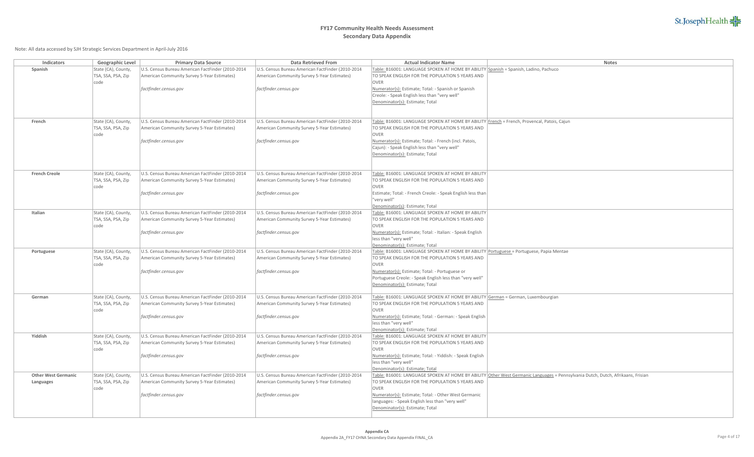# FY17 Community Health Needs Assessment
## Secondary Data Appendix

Note: All data accessed by SJH Strategic Services Department in April-July 2016

| Indicators | Geographic Level | Primary Data Source | Data Retrieved From | Actual Indicator Name | Notes |
|---|---|---|---|---|---|
| **Spanish** | State (CA), County, TSA, SSA, PSA, Zip code | U.S. Census Bureau American FactFinder (2010-2014 American Community Survey 5-Year Estimates) *factfinder.census.gov* | U.S. Census Bureau American FactFinder (2010-2014 American Community Survey 5-Year Estimates) *factfinder.census.gov* | Table: B16001: LANGUAGE SPOKEN AT HOME BY ABILITY TO SPEAK ENGLISH FOR THE POPULATION 5 YEARS AND OVER Numerator(s): Estimate; Total: - Spanish or Spanish Creole: - Speak English less than "very well" Denominator(s): Estimate; Total | Spanish = Spanish, Ladino, Pachuco |
| **French** | State (CA), County, TSA, SSA, PSA, Zip code | U.S. Census Bureau American FactFinder (2010-2014 American Community Survey 5-Year Estimates) *factfinder.census.gov* | U.S. Census Bureau American FactFinder (2010-2014 American Community Survey 5-Year Estimates) *factfinder.census.gov* | Table: B16001: LANGUAGE SPOKEN AT HOME BY ABILITY TO SPEAK ENGLISH FOR THE POPULATION 5 YEARS AND OVER Numerator(s): Estimate; Total: - French (incl. Patois, Cajun): - Speak English less than "very well" Denominator(s): Estimate; Total | French = French, Provencal, Patois, Cajun |
| **French Creole** | State (CA), County, TSA, SSA, PSA, Zip code | U.S. Census Bureau American FactFinder (2010-2014 American Community Survey 5-Year Estimates) *factfinder.census.gov* | U.S. Census Bureau American FactFinder (2010-2014 American Community Survey 5-Year Estimates) *factfinder.census.gov* | Table: B16001: LANGUAGE SPOKEN AT HOME BY ABILITY TO SPEAK ENGLISH FOR THE POPULATION 5 YEARS AND OVER Estimate; Total: - French Creole: - Speak English less than "very well" Denominator(s): Estimate; Total | |
| **Italian** | State (CA), County, TSA, SSA, PSA, Zip code | U.S. Census Bureau American FactFinder (2010-2014 American Community Survey 5-Year Estimates) *factfinder.census.gov* | U.S. Census Bureau American FactFinder (2010-2014 American Community Survey 5-Year Estimates) *factfinder.census.gov* | Table: B16001: LANGUAGE SPOKEN AT HOME BY ABILITY TO SPEAK ENGLISH FOR THE POPULATION 5 YEARS AND OVER Numerator(s): Estimate; Total: - Italian: - Speak English less than "very well" Denominator(s): Estimate; Total | |
| **Portuguese** | State (CA), County, TSA, SSA, PSA, Zip code | U.S. Census Bureau American FactFinder (2010-2014 American Community Survey 5-Year Estimates) *factfinder.census.gov* | U.S. Census Bureau American FactFinder (2010-2014 American Community Survey 5-Year Estimates) *factfinder.census.gov* | Table: B16001: LANGUAGE SPOKEN AT HOME BY ABILITY TO SPEAK ENGLISH FOR THE POPULATION 5 YEARS AND OVER Numerator(s): Estimate; Total: - Portuguese or Portuguese Creole: - Speak English less than "very well" Denominator(s): Estimate; Total | Portuguese = Portuguese, Papia Mentae |
| **German** | State (CA), County, TSA, SSA, PSA, Zip code | U.S. Census Bureau American FactFinder (2010-2014 American Community Survey 5-Year Estimates) *factfinder.census.gov* | U.S. Census Bureau American FactFinder (2010-2014 American Community Survey 5-Year Estimates) *factfinder.census.gov* | Table: B16001: LANGUAGE SPOKEN AT HOME BY ABILITY TO SPEAK ENGLISH FOR THE POPULATION 5 YEARS AND OVER Numerator(s): Estimate; Total: - German: - Speak English less than "very well" Denominator(s): Estimate; Total | German = German, Luxembourgian |
| **Yiddish** | State (CA), County, TSA, SSA, PSA, Zip code | U.S. Census Bureau American FactFinder (2010-2014 American Community Survey 5-Year Estimates) *factfinder.census.gov* | U.S. Census Bureau American FactFinder (2010-2014 American Community Survey 5-Year Estimates) *factfinder.census.gov* | Table: B16001: LANGUAGE SPOKEN AT HOME BY ABILITY TO SPEAK ENGLISH FOR THE POPULATION 5 YEARS AND OVER Numerator(s): Estimate; Total: - Yiddish: - Speak English less than "very well" Denominator(s): Estimate; Total | |
| **Other West Germanic Languages** | State (CA), County, TSA, SSA, PSA, Zip code | U.S. Census Bureau American FactFinder (2010-2014 American Community Survey 5-Year Estimates) *factfinder.census.gov* | U.S. Census Bureau American FactFinder (2010-2014 American Community Survey 5-Year Estimates) *factfinder.census.gov* | Table: B16001: LANGUAGE SPOKEN AT HOME BY ABILITY TO SPEAK ENGLISH FOR THE POPULATION 5 YEARS AND OVER Numerator(s): Estimate; Total: - Other West Germanic languages: - Speak English less than "very well" Denominator(s): Estimate; Total | Other West Germanic Languages = Pennsylvania Dutch, Dutch, Afrikaans, Frisian |

**Appendix CA**
Appendix 2A_FY17 CHNA Secondary Data Appendix FINAL_CA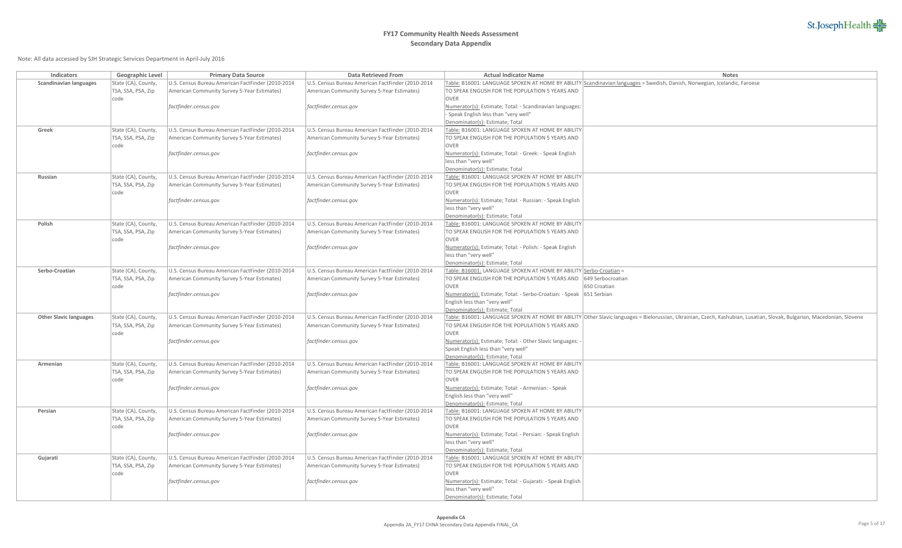## FY17 Community Health Needs Assessment
### Secondary Data Appendix

Note: All data accessed by SJH Strategic Services Department in April-July 2016

| Indicators | Geographic Level | Primary Data Source | Data Retrieved From | Actual Indicator Name | Notes |
|---|---|---|---|---|---|
| **Scandinavian languages** | State (CA), County, TSA, SSA, PSA, Zip code | U.S. Census Bureau American FactFinder (2010-2014 American Community Survey 5-Year Estimates)<br>*factfinder.census.gov* | U.S. Census Bureau American FactFinder (2010-2014 American Community Survey 5-Year Estimates)<br>*factfinder.census.gov* | Table: B16001: LANGUAGE SPOKEN AT HOME BY ABILITY TO SPEAK ENGLISH FOR THE POPULATION 5 YEARS AND OVER<br>Numerator(s): Estimate; Total: - Scandinavian languages: - Speak English less than "very well"<br>Denominator(s): Estimate; Total | Scandinavian languages = Swedish, Danish, Norwegian, Icelandic, Faroese |
| **Greek** | State (CA), County, TSA, SSA, PSA, Zip code | U.S. Census Bureau American FactFinder (2010-2014 American Community Survey 5-Year Estimates)<br>*factfinder.census.gov* | U.S. Census Bureau American FactFinder (2010-2014 American Community Survey 5-Year Estimates)<br>*factfinder.census.gov* | Table: B16001: LANGUAGE SPOKEN AT HOME BY ABILITY TO SPEAK ENGLISH FOR THE POPULATION 5 YEARS AND OVER<br>Numerator(s): Estimate; Total: - Greek: - Speak English less than "very well"<br>Denominator(s): Estimate; Total | |
| **Russian** | State (CA), County, TSA, SSA, PSA, Zip code | U.S. Census Bureau American FactFinder (2010-2014 American Community Survey 5-Year Estimates)<br>*factfinder.census.gov* | U.S. Census Bureau American FactFinder (2010-2014 American Community Survey 5-Year Estimates)<br>*factfinder.census.gov* | Table: B16001: LANGUAGE SPOKEN AT HOME BY ABILITY TO SPEAK ENGLISH FOR THE POPULATION 5 YEARS AND OVER<br>Numerator(s): Estimate; Total: - Russian: - Speak English less than "very well"<br>Denominator(s): Estimate; Total | |
| **Polish** | State (CA), County, TSA, SSA, PSA, Zip code | U.S. Census Bureau American FactFinder (2010-2014 American Community Survey 5-Year Estimates)<br>*factfinder.census.gov* | U.S. Census Bureau American FactFinder (2010-2014 American Community Survey 5-Year Estimates)<br>*factfinder.census.gov* | Table: B16001: LANGUAGE SPOKEN AT HOME BY ABILITY TO SPEAK ENGLISH FOR THE POPULATION 5 YEARS AND OVER<br>Numerator(s): Estimate; Total: - Polish: - Speak English less than "very well"<br>Denominator(s): Estimate; Total | |
| **Serbo-Croatian** | State (CA), County, TSA, SSA, PSA, Zip code | U.S. Census Bureau American FactFinder (2010-2014 American Community Survey 5-Year Estimates)<br>*factfinder.census.gov* | U.S. Census Bureau American FactFinder (2010-2014 American Community Survey 5-Year Estimates)<br>*factfinder.census.gov* | Table: B16001: LANGUAGE SPOKEN AT HOME BY ABILITY TO SPEAK ENGLISH FOR THE POPULATION 5 YEARS AND OVER<br>Numerator(s): Estimate; Total: - Serbo-Croatian: - Speak English less than "very well"<br>Denominator(s): Estimate; Total | Serbo-Croatian =<br>649 Serbocroatian<br>650 Croatian<br>651 Serbian |
| **Other Slavic languages** | State (CA), County, TSA, SSA, PSA, Zip code | U.S. Census Bureau American FactFinder (2010-2014 American Community Survey 5-Year Estimates)<br>*factfinder.census.gov* | U.S. Census Bureau American FactFinder (2010-2014 American Community Survey 5-Year Estimates)<br>*factfinder.census.gov* | Table: B16001: LANGUAGE SPOKEN AT HOME BY ABILITY TO SPEAK ENGLISH FOR THE POPULATION 5 YEARS AND OVER<br>Numerator(s): Estimate; Total: - Other Slavic languages: - Speak English less than "very well"<br>Denominator(s): Estimate; Total | Other Slavic languages = Bielorussian, Ukrainian, Czech, Kashubian, Lusatian, Slovak, Bulgarian, Macedonian, Slovene |
| **Armenian** | State (CA), County, TSA, SSA, PSA, Zip code | U.S. Census Bureau American FactFinder (2010-2014 American Community Survey 5-Year Estimates)<br>*factfinder.census.gov* | U.S. Census Bureau American FactFinder (2010-2014 American Community Survey 5-Year Estimates)<br>*factfinder.census.gov* | Table: B16001: LANGUAGE SPOKEN AT HOME BY ABILITY TO SPEAK ENGLISH FOR THE POPULATION 5 YEARS AND OVER<br>Numerator(s): Estimate; Total: - Armenian: - Speak English less than "very well"<br>Denominator(s): Estimate; Total | |
| **Persian** | State (CA), County, TSA, SSA, PSA, Zip code | U.S. Census Bureau American FactFinder (2010-2014 American Community Survey 5-Year Estimates)<br>*factfinder.census.gov* | U.S. Census Bureau American FactFinder (2010-2014 American Community Survey 5-Year Estimates)<br>*factfinder.census.gov* | Table: B16001: LANGUAGE SPOKEN AT HOME BY ABILITY TO SPEAK ENGLISH FOR THE POPULATION 5 YEARS AND OVER<br>Numerator(s): Estimate; Total: - Persian: - Speak English less than "very well"<br>Denominator(s): Estimate; Total | |
| **Gujarati** | State (CA), County, TSA, SSA, PSA, Zip code | U.S. Census Bureau American FactFinder (2010-2014 American Community Survey 5-Year Estimates)<br>*factfinder.census.gov* | U.S. Census Bureau American FactFinder (2010-2014 American Community Survey 5-Year Estimates)<br>*factfinder.census.gov* | Table: B16001: LANGUAGE SPOKEN AT HOME BY ABILITY TO SPEAK ENGLISH FOR THE POPULATION 5 YEARS AND OVER<br>Numerator(s): Estimate; Total: - Gujarati: - Speak English less than "very well"<br>Denominator(s): Estimate; Total | |

**Appendix CA**
Appendix 2A_FY17 CHNA Secondary Data Appendix FINAL_CA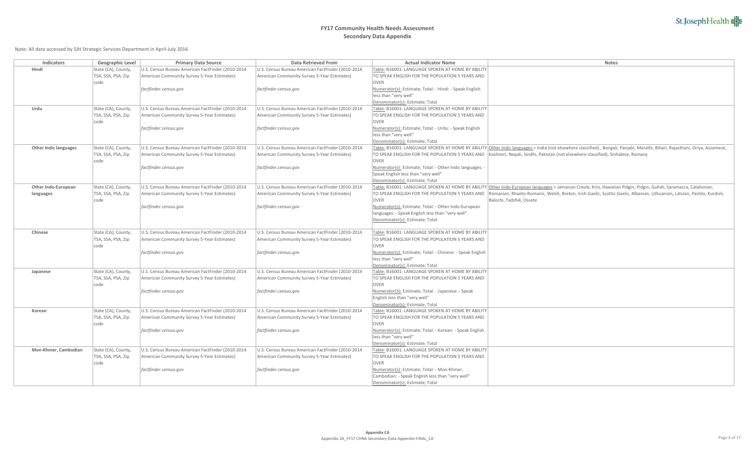## FY17 Community Health Needs Assessment
## Secondary Data Appendix

Note: All data accessed by SJH Strategic Services Department in April-July 2016

| Indicators | Geographic Level | Primary Data Source | Data Retrieved From | Actual Indicator Name | Notes |
|---|---|---|---|---|---|
| **Hindi** | State (CA), County, TSA, SSA, PSA, Zip code | U.S. Census Bureau American FactFinder (2010-2014 American Community Survey 5-Year Estimates) *factfinder.census.gov* | U.S. Census Bureau American FactFinder (2010-2014 American Community Survey 5-Year Estimates) *factfinder.census.gov* | Table: B16001: LANGUAGE SPOKEN AT HOME BY ABILITY TO SPEAK ENGLISH FOR THE POPULATION 5 YEARS AND OVER<br>Numerator(s): Estimate; Total: - Hindi: - Speak English less than "very well"<br>Denominator(s): Estimate; Total | |
| **Urdu** | State (CA), County, TSA, SSA, PSA, Zip code | U.S. Census Bureau American FactFinder (2010-2014 American Community Survey 5-Year Estimates) *factfinder.census.gov* | U.S. Census Bureau American FactFinder (2010-2014 American Community Survey 5-Year Estimates) *factfinder.census.gov* | Table: B16001: LANGUAGE SPOKEN AT HOME BY ABILITY TO SPEAK ENGLISH FOR THE POPULATION 5 YEARS AND OVER<br>Numerator(s): Estimate; Total: - Urdu: - Speak English less than "very well"<br>Denominator(s): Estimate; Total | |
| **Other Indic languages** | State (CA), County, TSA, SSA, PSA, Zip code | U.S. Census Bureau American FactFinder (2010-2014 American Community Survey 5-Year Estimates) *factfinder.census.gov* | U.S. Census Bureau American FactFinder (2010-2014 American Community Survey 5-Year Estimates) *factfinder.census.gov* | Table: B16001: LANGUAGE SPOKEN AT HOME BY ABILITY TO SPEAK ENGLISH FOR THE POPULATION 5 YEARS AND OVER<br>Numerator(s): Estimate; Total: - Other Indic languages: - Speak English less than "very well"<br>Denominator(s): Estimate; Total | Other Indic languages = India (not elsewhere classified)., Bengali, Panjabi, Marathi, Bihari, Rajasthani, Oriya, Assamese, Kashmiri, Nepali, Sindhi, Pakistan (not elsewhere classified), Sinhalese, Romany |
| **Other Indo-European languages** | State (CA), County, TSA, SSA, PSA, Zip code | U.S. Census Bureau American FactFinder (2010-2014 American Community Survey 5-Year Estimates) *factfinder.census.gov* | U.S. Census Bureau American FactFinder (2010-2014 American Community Survey 5-Year Estimates) *factfinder.census.gov* | Table: B16001: LANGUAGE SPOKEN AT HOME BY ABILITY TO SPEAK ENGLISH FOR THE POPULATION 5 YEARS AND OVER<br>Numerator(s): Estimate; Total: - Other Indo-European languages: - Speak English less than "very well"<br>Denominator(s): Estimate; Total | Other Indo-European languages = Jamaican Creole, Krio, Hawaiian Pidgin, Pidgin, Gullah, Saramacca, Catalonian, Romanian, Rhaeto-Romanic, Welsh, Breton, Irish Gaelic, Scottic Gaelic, Albanian, Lithuanian, Latvian, Pashto, Kurdish, Balochi, Tadzhik, Ossete |
| **Chinese** | State (CA), County, TSA, SSA, PSA, Zip code | U.S. Census Bureau American FactFinder (2010-2014 American Community Survey 5-Year Estimates) *factfinder.census.gov* | U.S. Census Bureau American FactFinder (2010-2014 American Community Survey 5-Year Estimates) *factfinder.census.gov* | Table: B16001: LANGUAGE SPOKEN AT HOME BY ABILITY TO SPEAK ENGLISH FOR THE POPULATION 5 YEARS AND OVER<br>Numerator(s): Estimate; Total: - Chinese: - Speak English less than "very well"<br>Denominator(s): Estimate; Total | |
| **Japanese** | State (CA), County, TSA, SSA, PSA, Zip code | U.S. Census Bureau American FactFinder (2010-2014 American Community Survey 5-Year Estimates) *factfinder.census.gov* | U.S. Census Bureau American FactFinder (2010-2014 American Community Survey 5-Year Estimates) *factfinder.census.gov* | Table: B16001: LANGUAGE SPOKEN AT HOME BY ABILITY TO SPEAK ENGLISH FOR THE POPULATION 5 YEARS AND OVER<br>Numerator(S): Estimate; Total: - Japanese: - Speak English less than "very well"<br>Denominator(s): Estimate; Total | |
| **Korean** | State (CA), County, TSA, SSA, PSA, Zip code | U.S. Census Bureau American FactFinder (2010-2014 American Community Survey 5-Year Estimates) *factfinder.census.gov* | U.S. Census Bureau American FactFinder (2010-2014 American Community Survey 5-Year Estimates) *factfinder.census.gov* | Table: B16001: LANGUAGE SPOKEN AT HOME BY ABILITY TO SPEAK ENGLISH FOR THE POPULATION 5 YEARS AND OVER<br>Numerator(s): Estimate; Total: - Korean: - Speak English less than "very well"<br>Denominator(s): Estimate; Total | |
| **Mon-Khmer, Cambodian** | State (CA), County, TSA, SSA, PSA, Zip code | U.S. Census Bureau American FactFinder (2010-2014 American Community Survey 5-Year Estimates) *factfinder.census.gov* | U.S. Census Bureau American FactFinder (2010-2014 American Community Survey 5-Year Estimates) *factfinder.census.gov* | Table: B16001: LANGUAGE SPOKEN AT HOME BY ABILITY TO SPEAK ENGLISH FOR THE POPULATION 5 YEARS AND OVER<br>Numerator(s): Estimate; Total: - Mon-Khmer, Cambodian: - Speak English less than "very well"<br>Denominator(s): Estimate; Total | |

**Appendix CA**
Appendix 2A_FY17 CHNA Secondary Data Appendix FINAL_CA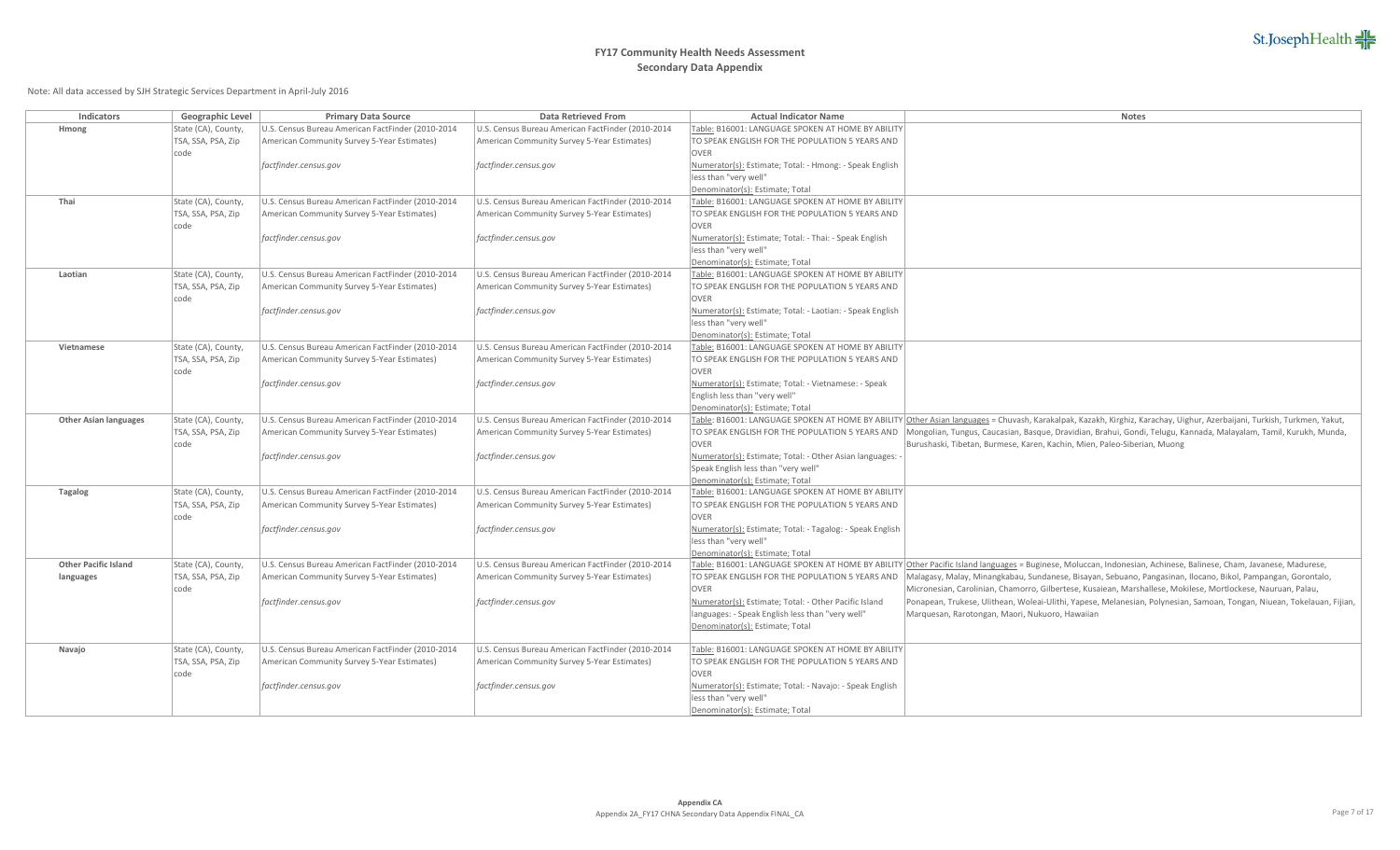# FY17 Community Health Needs Assessment
## Secondary Data Appendix

Note: All data accessed by SJH Strategic Services Department in April-July 2016

| Indicators | Geographic Level | Primary Data Source | Data Retrieved From | Actual Indicator Name | Notes |
|---|---|---|---|---|---|
| **Hmong** | State (CA), County, TSA, SSA, PSA, Zip code | U.S. Census Bureau American FactFinder (2010-2014 American Community Survey 5-Year Estimates) *factfinder.census.gov* | U.S. Census Bureau American FactFinder (2010-2014 American Community Survey 5-Year Estimates) *factfinder.census.gov* | Table: B16001: LANGUAGE SPOKEN AT HOME BY ABILITY TO SPEAK ENGLISH FOR THE POPULATION 5 YEARS AND OVER<br>Numerator(s): Estimate; Total: - Hmong: - Speak English less than "very well"<br>Denominator(s): Estimate; Total | |
| **Thai** | State (CA), County, TSA, SSA, PSA, Zip code | U.S. Census Bureau American FactFinder (2010-2014 American Community Survey 5-Year Estimates) *factfinder.census.gov* | U.S. Census Bureau American FactFinder (2010-2014 American Community Survey 5-Year Estimates) *factfinder.census.gov* | Table: B16001: LANGUAGE SPOKEN AT HOME BY ABILITY TO SPEAK ENGLISH FOR THE POPULATION 5 YEARS AND OVER<br>Numerator(s): Estimate; Total: - Thai: - Speak English less than "very well"<br>Denominator(s): Estimate; Total | |
| **Laotian** | State (CA), County, TSA, SSA, PSA, Zip code | U.S. Census Bureau American FactFinder (2010-2014 American Community Survey 5-Year Estimates) *factfinder.census.gov* | U.S. Census Bureau American FactFinder (2010-2014 American Community Survey 5-Year Estimates) *factfinder.census.gov* | Table: B16001: LANGUAGE SPOKEN AT HOME BY ABILITY TO SPEAK ENGLISH FOR THE POPULATION 5 YEARS AND OVER<br>Numerator(s): Estimate; Total: - Laotian: - Speak English less than "very well"<br>Denominator(s): Estimate; Total | |
| **Vietnamese** | State (CA), County, TSA, SSA, PSA, Zip code | U.S. Census Bureau American FactFinder (2010-2014 American Community Survey 5-Year Estimates) *factfinder.census.gov* | U.S. Census Bureau American FactFinder (2010-2014 American Community Survey 5-Year Estimates) *factfinder.census.gov* | Table: B16001: LANGUAGE SPOKEN AT HOME BY ABILITY TO SPEAK ENGLISH FOR THE POPULATION 5 YEARS AND OVER<br>Numerator(s): Estimate; Total: - Vietnamese: - Speak English less than "very well"<br>Denominator(s): Estimate; Total | |
| **Other Asian languages** | State (CA), County, TSA, SSA, PSA, Zip code | U.S. Census Bureau American FactFinder (2010-2014 American Community Survey 5-Year Estimates) *factfinder.census.gov* | U.S. Census Bureau American FactFinder (2010-2014 American Community Survey 5-Year Estimates) *factfinder.census.gov* | Table: B16001: LANGUAGE SPOKEN AT HOME BY ABILITY TO SPEAK ENGLISH FOR THE POPULATION 5 YEARS AND OVER<br>Numerator(s): Estimate; Total: - Other Asian languages: - Speak English less than "very well"<br>Denominator(s): Estimate; Total | Other Asian languages = Chuvash, Karakalpak, Kazakh, Kirghiz, Karachay, Uighur, Azerbaijani, Turkish, Turkmen, Yakut, Mongolian, Tungus, Caucasian, Basque, Dravidian, Brahui, Gondi, Telugu, Kannada, Malayalam, Tamil, Kurukh, Munda, Burushaski, Tibetan, Burmese, Karen, Kachin, Mien, Paleo-Siberian, Muong |
| **Tagalog** | State (CA), County, TSA, SSA, PSA, Zip code | U.S. Census Bureau American FactFinder (2010-2014 American Community Survey 5-Year Estimates) *factfinder.census.gov* | U.S. Census Bureau American FactFinder (2010-2014 American Community Survey 5-Year Estimates) *factfinder.census.gov* | Table: B16001: LANGUAGE SPOKEN AT HOME BY ABILITY TO SPEAK ENGLISH FOR THE POPULATION 5 YEARS AND OVER<br>Numerator(s): Estimate; Total: - Tagalog: - Speak English less than "very well"<br>Denominator(s): Estimate; Total | |
| **Other Pacific Island languages** | State (CA), County, TSA, SSA, PSA, Zip code | U.S. Census Bureau American FactFinder (2010-2014 American Community Survey 5-Year Estimates) *factfinder.census.gov* | U.S. Census Bureau American FactFinder (2010-2014 American Community Survey 5-Year Estimates) *factfinder.census.gov* | Table: B16001: LANGUAGE SPOKEN AT HOME BY ABILITY TO SPEAK ENGLISH FOR THE POPULATION 5 YEARS AND OVER<br>Numerator(s): Estimate; Total: - Other Pacific Island languages: - Speak English less than "very well"<br>Denominator(s): Estimate; Total | Other Pacific Island languages = Buginese, Moluccan, Indonesian, Achinese, Balinese, Cham, Javanese, Madurese, Malagasy, Malay, Minangkabau, Sundanese, Bisayan, Sebuano, Pangasinan, Ilocano, Bikol, Pampangan, Gorontalo, Micronesian, Carolinian, Chamorro, Gilbertese, Kusaiean, Marshallese, Mokilese, Mortlockese, Nauruan, Palau, Ponapean, Trukese, Ulithean, Woleai-Ulithi, Yapese, Melanesian, Polynesian, Samoan, Tongan, Niuean, Tokelauan, Fijian, Marquesan, Rarotongan, Maori, Nukuoro, Hawaiian |
| **Navajo** | State (CA), County, TSA, SSA, PSA, Zip code | U.S. Census Bureau American FactFinder (2010-2014 American Community Survey 5-Year Estimates) *factfinder.census.gov* | U.S. Census Bureau American FactFinder (2010-2014 American Community Survey 5-Year Estimates) *factfinder.census.gov* | Table: B16001: LANGUAGE SPOKEN AT HOME BY ABILITY TO SPEAK ENGLISH FOR THE POPULATION 5 YEARS AND OVER<br>Numerator(s): Estimate; Total: - Navajo: - Speak English less than "very well"<br>Denominator(s): Estimate; Total | |

**Appendix CA**
Appendix 2A_FY17 CHNA Secondary Data Appendix FINAL_CA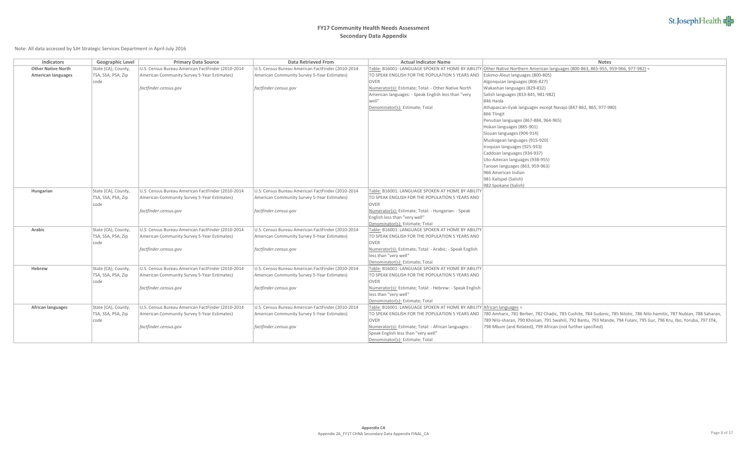# FY17 Community Health Needs Assessment
## Secondary Data Appendix

Note: All data accessed by SJH Strategic Services Department in April-July 2016

| Indicators | Geographic Level | Primary Data Source | Data Retrieved From | Actual Indicator Name | Notes |
|---|---|---|---|---|---|
| **Other Native North American languages** | State (CA), County, TSA, SSA, PSA, Zip code | U.S. Census Bureau American FactFinder (2010-2014 American Community Survey 5-Year Estimates)<br><br>*factfinder.census.gov* | U.S. Census Bureau American FactFinder (2010-2014 American Community Survey 5-Year Estimates)<br><br>*factfinder.census.gov* | Table: B16001: LANGUAGE SPOKEN AT HOME BY ABILITY TO SPEAK ENGLISH FOR THE POPULATION 5 YEARS AND OVER<br>Numerator(s): Estimate; Total: - Other Native North American languages: - Speak English less than "very well"<br>Denominator(s): Estimate; Total | Other Native Northern American languages (800-863, 865-955, 959-966, 977-982) =<br>Eskimo-Aleut languages (800-805)<br>Algonquian languages (806-827)<br>Wakashan languages (829-832)<br>Salish languages (833-845, 981-982)<br>846 Haida<br>Athapascan-Eyak languages except Navajo (847-862, 865, 977-980)<br>866 Tlingit<br>Penutian languages (867-884, 964-965)<br>Hokan languages (885-901)<br>Siouan languages (904-914)<br>Muskogean languages (915-920)<br>Iroquian languages (925-933)<br>Caddoan languages (934-937)<br>Uto-Aztecan languages (938-955)<br>Tanoan languages (863, 959-963)<br>966 American Indian<br>981 Kalispel (Salish)<br>982 Spokane (Salish) |
| **Hungarian** | State (CA), County, TSA, SSA, PSA, Zip code | U.S. Census Bureau American FactFinder (2010-2014 American Community Survey 5-Year Estimates)<br><br>*factfinder.census.gov* | U.S. Census Bureau American FactFinder (2010-2014 American Community Survey 5-Year Estimates)<br><br>*factfinder.census.gov* | Table: B16001: LANGUAGE SPOKEN AT HOME BY ABILITY TO SPEAK ENGLISH FOR THE POPULATION 5 YEARS AND OVER<br>Numerator(s): Estimate; Total: - Hungarian: - Speak English less than "very well"<br>Denominator(s): Estimate; Total | |
| **Arabic** | State (CA), County, TSA, SSA, PSA, Zip code | U.S. Census Bureau American FactFinder (2010-2014 American Community Survey 5-Year Estimates)<br><br>*factfinder.census.gov* | U.S. Census Bureau American FactFinder (2010-2014 American Community Survey 5-Year Estimates)<br><br>*factfinder.census.gov* | Table: B16001: LANGUAGE SPOKEN AT HOME BY ABILITY TO SPEAK ENGLISH FOR THE POPULATION 5 YEARS AND OVER<br>Numerator(s): Estimate; Total: - Arabic: - Speak English less than "very well"<br>Denominator(s): Estimate; Total | |
| **Hebrew** | State (CA), County, TSA, SSA, PSA, Zip code | U.S. Census Bureau American FactFinder (2010-2014 American Community Survey 5-Year Estimates)<br><br>*factfinder.census.gov* | U.S. Census Bureau American FactFinder (2010-2014 American Community Survey 5-Year Estimates)<br><br>*factfinder.census.gov* | Table: B16001: LANGUAGE SPOKEN AT HOME BY ABILITY TO SPEAK ENGLISH FOR THE POPULATION 5 YEARS AND OVER<br>Numerator(s): Estimate; Total: - Hebrew: - Speak English less than "very well"<br>Denominator(s): Estimate; Total | |
| **African languages** | State (CA), County, TSA, SSA, PSA, Zip code | U.S. Census Bureau American FactFinder (2010-2014 American Community Survey 5-Year Estimates)<br><br>*factfinder.census.gov* | U.S. Census Bureau American FactFinder (2010-2014 American Community Survey 5-Year Estimates)<br><br>*factfinder.census.gov* | Table: B16001: LANGUAGE SPOKEN AT HOME BY ABILITY TO SPEAK ENGLISH FOR THE POPULATION 5 YEARS AND OVER<br>Numerator(s): Estimate; Total: - African languages: - Speak English less than "very well"<br>Denominator(s): Estimate; Total | African languages =<br>780 Amharic, 781 Berber, 782 Chadic, 783 Cushite, 784 Sudanic, 785 Nilotic, 786 Nilo-hamitic, 787 Nubian, 788 Saharan, 789 Nilo-sharan, 790 Khoisan, 791 Swahili, 792 Bantu, 793 Mande, 794 Fulani, 795 Gur, 796 Kru, Ibo, Yoruba, 797 Efik, 798 Mbum (and Related), 799 African (not further specified) |

**Appendix CA**
Appendix 2A_FY17 CHNA Secondary Data Appendix FINAL_CA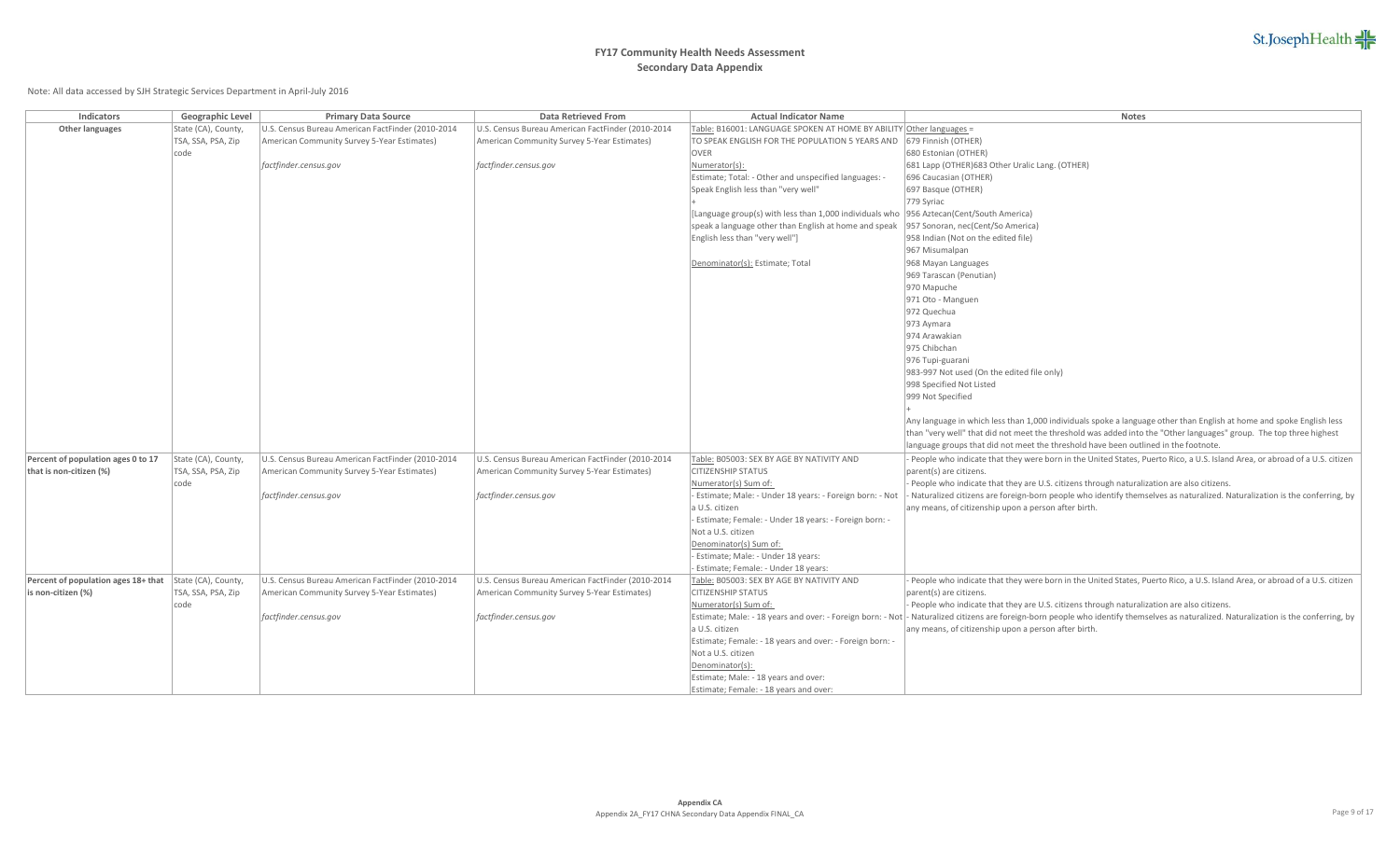# FY17 Community Health Needs Assessment
## Secondary Data Appendix

Note: All data accessed by SJH Strategic Services Department in April-July 2016

| Indicators | Geographic Level | Primary Data Source | Data Retrieved From | Actual Indicator Name | Notes |
|---|---|---|---|---|---|
| **Other languages** | State (CA), County, TSA, SSA, PSA, Zip code | U.S. Census Bureau American FactFinder (2010-2014 American Community Survey 5-Year Estimates)<br><br>*factfinder.census.gov* | U.S. Census Bureau American FactFinder (2010-2014 American Community Survey 5-Year Estimates)<br><br>*factfinder.census.gov* | Table: B16001: LANGUAGE SPOKEN AT HOME BY ABILITY TO SPEAK ENGLISH FOR THE POPULATION 5 YEARS AND OVER<br>Numerator(s):<br>Estimate; Total: - Other and unspecified languages: - Speak English less than "very well"<br>+<br>[Language group(s) with less than 1,000 individuals who speak a language other than English at home and speak English less than "very well"]<br><br>Denominator(s): Estimate; Total | Other languages =<br>679 Finnish (OTHER)<br>680 Estonian (OTHER)<br>681 Lapp (OTHER)683 Other Uralic Lang. (OTHER)<br>696 Caucasian (OTHER)<br>697 Basque (OTHER)<br>779 Syriac<br>956 Aztecan(Cent/South America)<br>957 Sonoran, nec(Cent/So America)<br>958 Indian (Not on the edited file)<br>967 Misumalpan<br>968 Mayan Languages<br>969 Tarascan (Penutian)<br>970 Mapuche<br>971 Oto - Manguen<br>972 Quechua<br>973 Aymara<br>974 Arawakian<br>975 Chibchan<br>976 Tupi-guarani<br>983-997 Not used (On the edited file only)<br>998 Specified Not Listed<br>999 Not Specified<br>+<br>Any language in which less than 1,000 individuals spoke a language other than English at home and spoke English less than "very well" that did not meet the threshold was added into the "Other languages" group. The top three highest language groups that did not meet the threshold have been outlined in the footnote. |
| **Percent of population ages 0 to 17 that is non-citizen (%)** | State (CA), County, TSA, SSA, PSA, Zip code | U.S. Census Bureau American FactFinder (2010-2014 American Community Survey 5-Year Estimates)<br><br>*factfinder.census.gov* | U.S. Census Bureau American FactFinder (2010-2014 American Community Survey 5-Year Estimates)<br><br>*factfinder.census.gov* | Table: B05003: SEX BY AGE BY NATIVITY AND CITIZENSHIP STATUS<br>Numerator(s) Sum of:<br>- Estimate; Male: - Under 18 years: - Foreign born: - Not a U.S. citizen<br>- Estimate; Female: - Under 18 years: - Foreign born: - Not a U.S. citizen<br>Denominator(s) Sum of:<br>- Estimate; Male: - Under 18 years:<br>- Estimate; Female: - Under 18 years: | - People who indicate that they were born in the United States, Puerto Rico, a U.S. Island Area, or abroad of a U.S. citizen parent(s) are citizens.<br>- People who indicate that they are U.S. citizens through naturalization are also citizens.<br>- Naturalized citizens are foreign-born people who identify themselves as naturalized. Naturalization is the conferring, by any means, of citizenship upon a person after birth. |
| **Percent of population ages 18+ that is non-citizen (%)** | State (CA), County, TSA, SSA, PSA, Zip code | U.S. Census Bureau American FactFinder (2010-2014 American Community Survey 5-Year Estimates)<br><br>*factfinder.census.gov* | U.S. Census Bureau American FactFinder (2010-2014 American Community Survey 5-Year Estimates)<br><br>*factfinder.census.gov* | Table: B05003: SEX BY AGE BY NATIVITY AND CITIZENSHIP STATUS<br>Numerator(s) Sum of:<br>Estimate; Male: - 18 years and over: - Foreign born: - Not a U.S. citizen<br>Estimate; Female: - 18 years and over: - Foreign born: - Not a U.S. citizen<br>Denominator(s):<br>Estimate; Male: - 18 years and over:<br>Estimate; Female: - 18 years and over: | - People who indicate that they were born in the United States, Puerto Rico, a U.S. Island Area, or abroad of a U.S. citizen parent(s) are citizens.<br>- People who indicate that they are U.S. citizens through naturalization are also citizens.<br>- Naturalized citizens are foreign-born people who identify themselves as naturalized. Naturalization is the conferring, by any means, of citizenship upon a person after birth. |

**Appendix CA**
Appendix 2A_FY17 CHNA Secondary Data Appendix FINAL_CA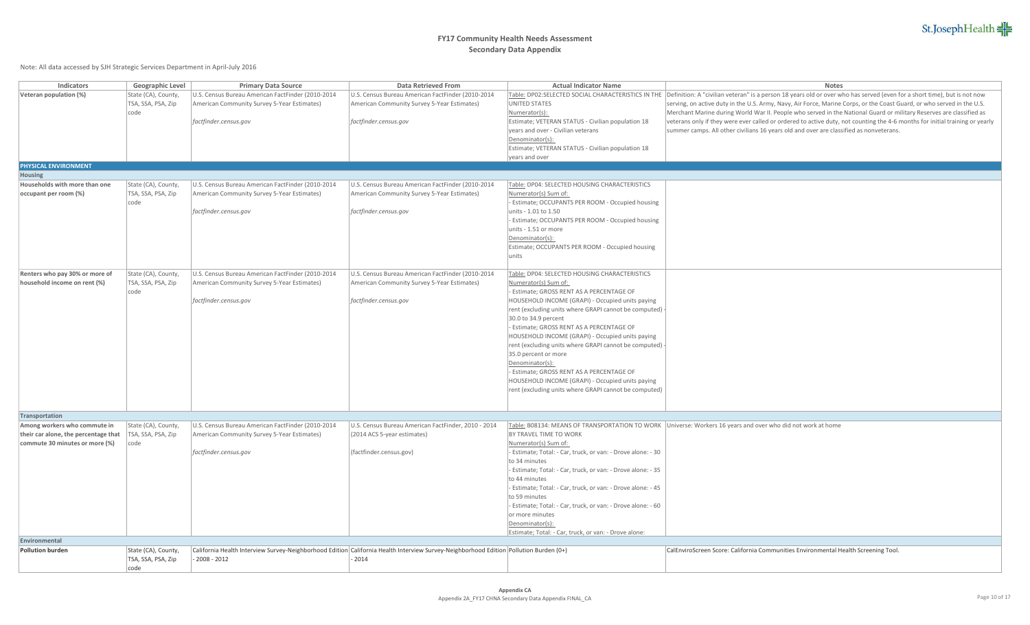# FY17 Community Health Needs Assessment
## Secondary Data Appendix

Note: All data accessed by SJH Strategic Services Department in April-July 2016

| Indicators | Geographic Level | Primary Data Source | Data Retrieved From | Actual Indicator Name | Notes |
|---|---|---|---|---|---|
| **Veteran population (%)** | State (CA), County, TSA, SSA, PSA, Zip code | U.S. Census Bureau American FactFinder (2010-2014 American Community Survey 5-Year Estimates)<br><br>*factfinder.census.gov* | U.S. Census Bureau American FactFinder (2010-2014 American Community Survey 5-Year Estimates)<br><br>*factfinder.census.gov* | Table: DP02:SELECTED SOCIAL CHARACTERISTICS IN THE UNITED STATES<br>Numerator(s):<br>Estimate; VETERAN STATUS - Civilian population 18 years and over - Civilian veterans<br>Denominator(s):<br>Estimate; VETERAN STATUS - Civilian population 18 years and over | Definition: A "civilian veteran" is a person 18 years old or over who has served (even for a short time), but is not now serving, on active duty in the U.S. Army, Navy, Air Force, Marine Corps, or the Coast Guard, or who served in the U.S. Merchant Marine during World War II. People who served in the National Guard or military Reserves are classified as veterans only if they were ever called or ordered to active duty, not counting the 4-6 months for initial training or yearly summer camps. All other civilians 16 years old and over are classified as nonveterans. |
| **PHYSICAL ENVIRONMENT** | | | | | |
| **Housing** | | | | | |
| **Households with more than one occupant per room (%)** | State (CA), County, TSA, SSA, PSA, Zip code | U.S. Census Bureau American FactFinder (2010-2014 American Community Survey 5-Year Estimates)<br><br>*factfinder.census.gov* | U.S. Census Bureau American FactFinder (2010-2014 American Community Survey 5-Year Estimates)<br><br>*factfinder.census.gov* | Table: DP04: SELECTED HOUSING CHARACTERISTICS<br>Numerator(s) Sum of:<br>- Estimate; OCCUPANTS PER ROOM - Occupied housing units - 1.01 to 1.50<br>- Estimate; OCCUPANTS PER ROOM - Occupied housing units - 1.51 or more<br>Denominator(s):<br>Estimate; OCCUPANTS PER ROOM - Occupied housing units | |
| **Renters who pay 30% or more of household income on rent (%)** | State (CA), County, TSA, SSA, PSA, Zip code | U.S. Census Bureau American FactFinder (2010-2014 American Community Survey 5-Year Estimates)<br><br>*factfinder.census.gov* | U.S. Census Bureau American FactFinder (2010-2014 American Community Survey 5-Year Estimates)<br><br>*factfinder.census.gov* | Table: DP04: SELECTED HOUSING CHARACTERISTICS<br>Numerator(s) Sum of:<br>- Estimate; GROSS RENT AS A PERCENTAGE OF HOUSEHOLD INCOME (GRAPI) - Occupied units paying rent (excluding units where GRAPI cannot be computed) - 30.0 to 34.9 percent<br>- Estimate; GROSS RENT AS A PERCENTAGE OF HOUSEHOLD INCOME (GRAPI) - Occupied units paying rent (excluding units where GRAPI cannot be computed) - 35.0 percent or more<br>Denominator(s):<br>- Estimate; GROSS RENT AS A PERCENTAGE OF HOUSEHOLD INCOME (GRAPI) - Occupied units paying rent (excluding units where GRAPI cannot be computed) | |
| **Transportation** | | | | | |
| **Among workers who commute in their car alone, the percentage that commute 30 minutes or more (%)** | State (CA), County, TSA, SSA, PSA, Zip code | U.S. Census Bureau American FactFinder (2010-2014 American Community Survey 5-Year Estimates)<br><br>*factfinder.census.gov* | U.S. Census Bureau American FactFinder, 2010 - 2014 (2014 ACS 5-year estimates)<br><br>(factfinder.census.gov) | Table: B08134: MEANS OF TRANSPORTATION TO WORK BY TRAVEL TIME TO WORK<br>Numerator(s) Sum of:<br>- Estimate; Total: - Car, truck, or van: - Drove alone: - 30 to 34 minutes<br>- Estimate; Total: - Car, truck, or van: - Drove alone: - 35 to 44 minutes<br>- Estimate; Total: - Car, truck, or van: - Drove alone: - 45 to 59 minutes<br>- Estimate; Total: - Car, truck, or van: - Drove alone: - 60 or more minutes<br>Denominator(s):<br>Estimate; Total: - Car, truck, or van: - Drove alone: | Universe: Workers 16 years and over who did not work at home |
| **Environmental** | | | | | |
| **Pollution burden** | State (CA), County, TSA, SSA, PSA, Zip code | California Health Interview Survey-Neighborhood Edition - 2008 - 2012 | California Health Interview Survey-Neighborhood Edition - 2014 | Pollution Burden (0+) | CalEnviroScreen Score: California Communities Environmental Health Screening Tool. |

**Appendix CA**
Appendix 2A_FY17 CHNA Secondary Data Appendix FINAL_CA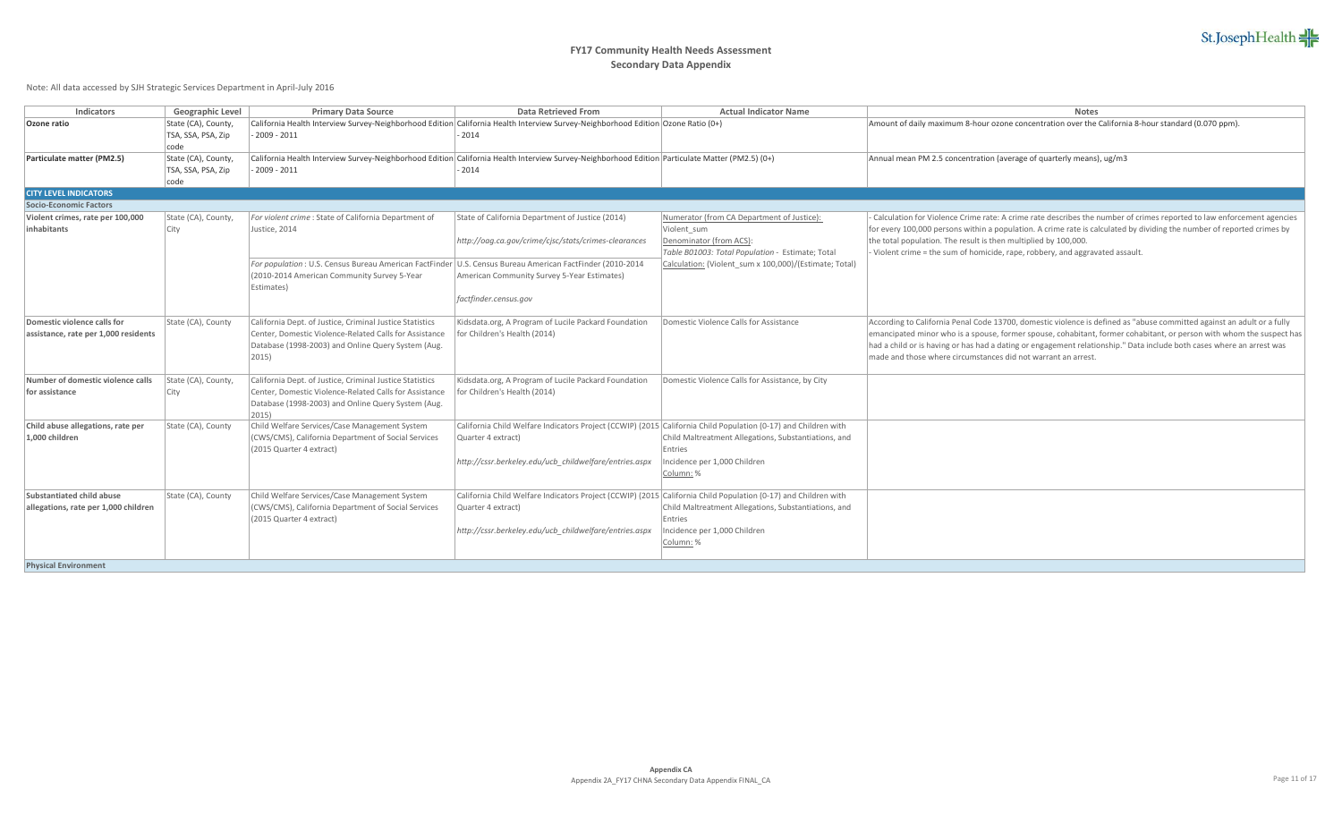# FY17 Community Health Needs Assessment
## Secondary Data Appendix

Note: All data accessed by SJH Strategic Services Department in April-July 2016

| Indicators | Geographic Level | Primary Data Source | Data Retrieved From | Actual Indicator Name | Notes |
|---|---|---|---|---|---|
| **Ozone ratio** | State (CA), County, TSA, SSA, PSA, Zip code | California Health Interview Survey-Neighborhood Edition - 2009 - 2011 | California Health Interview Survey-Neighborhood Edition - 2014 | Ozone Ratio (0+) | Amount of daily maximum 8-hour ozone concentration over the California 8-hour standard (0.070 ppm). |
| **Particulate matter (PM2.5)** | State (CA), County, TSA, SSA, PSA, Zip code | California Health Interview Survey-Neighborhood Edition - 2009 - 2011 | California Health Interview Survey-Neighborhood Edition - 2014 | Particulate Matter (PM2.5) (0+) | Annual mean PM 2.5 concentration (average of quarterly means), ug/m3 |
| **CITY LEVEL INDICATORS** | | | | | |
| **Socio-Economic Factors** | | | | | |
| **Violent crimes, rate per 100,000 inhabitants** | State (CA), County, City | *For violent crime* : State of California Department of Justice, 2014<br><br>*For population* : U.S. Census Bureau American FactFinder (2010-2014 American Community Survey 5-Year Estimates) | State of California Department of Justice (2014)<br><br>*http://oag.ca.gov/crime/cjsc/stats/crimes-clearances*<br><br>U.S. Census Bureau American FactFinder (2010-2014 American Community Survey 5-Year Estimates)<br><br>*factfinder.census.gov* | Numerator (from CA Department of Justice): Violent_sum<br>Denominator (from ACS): *Table B01003: Total Population* - Estimate; Total<br>Calculation: (Violent_sum x 100,000)/(Estimate; Total) | - Calculation for Violence Crime rate: A crime rate describes the number of crimes reported to law enforcement agencies for every 100,000 persons within a population. A crime rate is calculated by dividing the number of reported crimes by the total population. The result is then multiplied by 100,000.<br>- Violent crime = the sum of homicide, rape, robbery, and aggravated assault. |
| **Domestic violence calls for assistance, rate per 1,000 residents** | State (CA), County | California Dept. of Justice, Criminal Justice Statistics Center, Domestic Violence-Related Calls for Assistance Database (1998-2003) and Online Query System (Aug. 2015) | Kidsdata.org, A Program of Lucile Packard Foundation for Children's Health (2014) | Domestic Violence Calls for Assistance | According to California Penal Code 13700, domestic violence is defined as "abuse committed against an adult or a fully emancipated minor who is a spouse, former spouse, cohabitant, former cohabitant, or person with whom the suspect has had a child or is having or has had a dating or engagement relationship." Data include both cases where an arrest was made and those where circumstances did not warrant an arrest. |
| **Number of domestic violence calls for assistance** | State (CA), County, City | California Dept. of Justice, Criminal Justice Statistics Center, Domestic Violence-Related Calls for Assistance Database (1998-2003) and Online Query System (Aug. 2015) | Kidsdata.org, A Program of Lucile Packard Foundation for Children's Health (2014) | Domestic Violence Calls for Assistance, by City | |
| **Child abuse allegations, rate per 1,000 children** | State (CA), County | Child Welfare Services/Case Management System (CWS/CMS), California Department of Social Services (2015 Quarter 4 extract) | California Child Welfare Indicators Project (CCWIP) (2015 Quarter 4 extract)<br><br>*http://cssr.berkeley.edu/ucb_childwelfare/entries.aspx* | California Child Population (0-17) and Children with Child Maltreatment Allegations, Substantiations, and Entries<br>Incidence per 1,000 Children<br>Column: % | |
| **Substantiated child abuse allegations, rate per 1,000 children** | State (CA), County | Child Welfare Services/Case Management System (CWS/CMS), California Department of Social Services (2015 Quarter 4 extract) | California Child Welfare Indicators Project (CCWIP) (2015 Quarter 4 extract)<br><br>*http://cssr.berkeley.edu/ucb_childwelfare/entries.aspx* | California Child Population (0-17) and Children with Child Maltreatment Allegations, Substantiations, and Entries<br>Incidence per 1,000 Children<br>Column: % | |
| **Physical Environment** | | | | | |

Appendix CA
Appendix 2A_FY17 CHNA Secondary Data Appendix FINAL_CA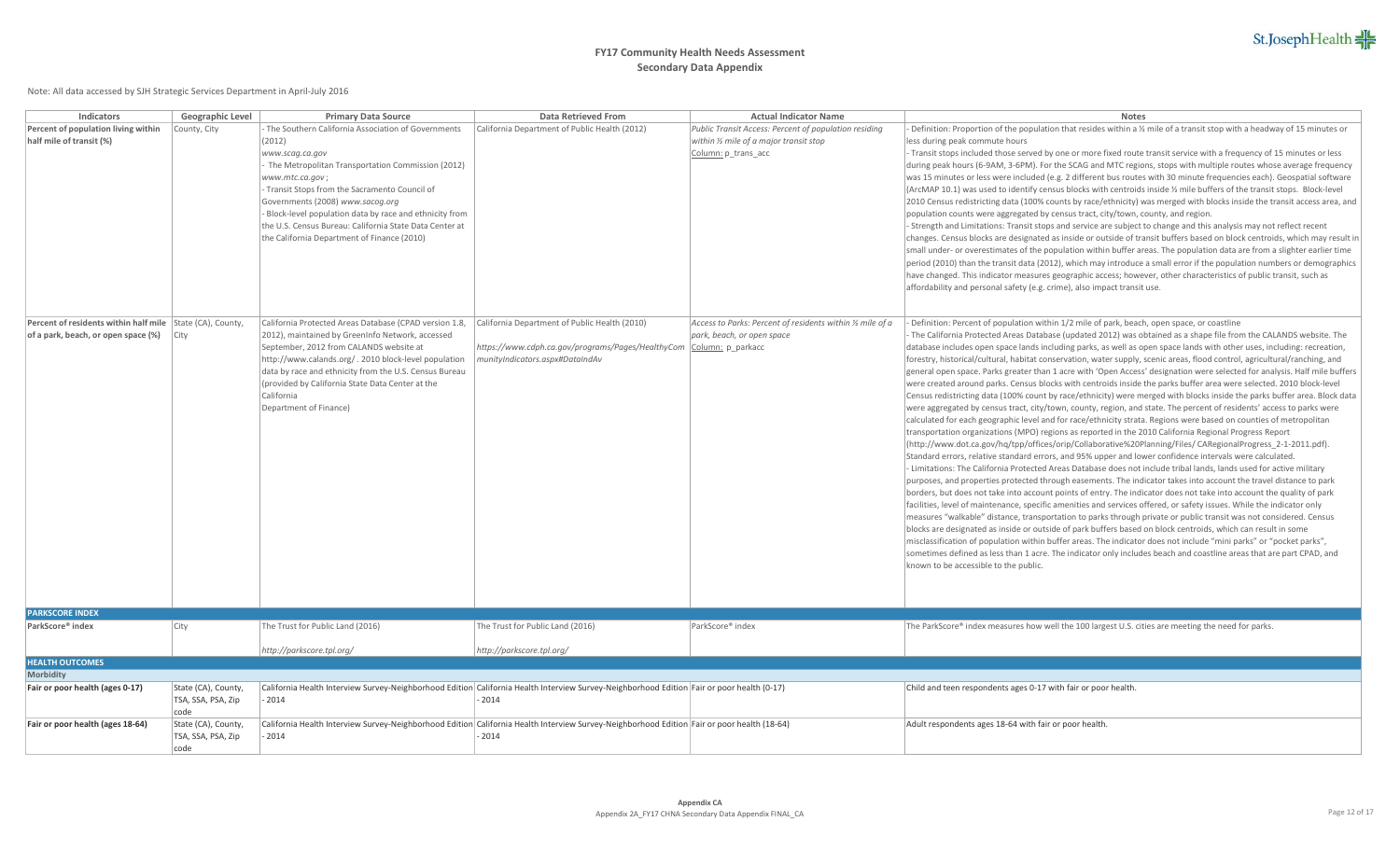# FY17 Community Health Needs Assessment
## Secondary Data Appendix

Note: All data accessed by SJH Strategic Services Department in April-July 2016

| Indicators | Geographic Level | Primary Data Source | Data Retrieved From | Actual Indicator Name | Notes |
|---|---|---|---|---|---|
| **Percent of population living within half mile of transit (%)** | County, City | - The Southern California Association of Governments (2012) *www.scag.ca.gov* - The Metropolitan Transportation Commission (2012) *www.mtc.ca.gov*; - Transit Stops from the Sacramento Council of Governments (2008) *www.sacog.org* - Block-level population data by race and ethnicity from the U.S. Census Bureau: California State Data Center at the California Department of Finance (2010) | California Department of Public Health (2012) | *Public Transit Access: Percent of population residing within ½ mile of a major transit stop* Column: p_trans_acc | - Definition: Proportion of the population that resides within a ½ mile of a transit stop with a headway of 15 minutes or less during peak commute hours - Transit stops included those served by one or more fixed route transit service with a frequency of 15 minutes or less during peak hours (6-9AM, 3-6PM). For the SCAG and MTC regions, stops with multiple routes whose average frequency was 15 minutes or less were included (e.g. 2 different bus routes with 30 minute frequencies each). Geospatial software (ArcMAP 10.1) was used to identify census blocks with centroids inside ½ mile buffers of the transit stops. Block-level 2010 Census redistricting data (100% counts by race/ethnicity) was merged with blocks inside the transit access area, and population counts were aggregated by census tract, city/town, county, and region. - Strength and Limitations: Transit stops and service are subject to change and this analysis may not reflect recent changes. Census blocks are designated as inside or outside of transit buffers based on block centroids, which may result in small under- or overestimates of the population within buffer areas. The population data are from a slighter earlier time period (2010) than the transit data (2012), which may introduce a small error if the population numbers or demographics have changed. This indicator measures geographic access; however, other characteristics of public transit, such as affordability and personal safety (e.g. crime), also impact transit use. |
| **Percent of residents within half mile of a park, beach, or open space (%)** | State (CA), County, City | California Protected Areas Database (CPAD version 1.8, 2012), maintained by GreenInfo Network, accessed September, 2012 from CALANDS website at http://www.calands.org/ . 2010 block-level population data by race and ethnicity from the U.S. Census Bureau (provided by California State Data Center at the California Department of Finance) | California Department of Public Health (2010) *https://www.cdph.ca.gov/programs/Pages/HealthyCommunityIndicators.aspx#DataIndAv* | *Access to Parks: Percent of residents within ½ mile of a park, beach, or open space* Column: p_parkacc | - Definition: Percent of population within 1/2 mile of park, beach, open space, or coastline - The California Protected Areas Database (updated 2012) was obtained as a shape file from the CALANDS website. The database includes open space lands including parks, as well as open space lands with other uses, including: recreation, forestry, historical/cultural, habitat conservation, water supply, scenic areas, flood control, agricultural/ranching, and general open space. Parks greater than 1 acre with 'Open Access' designation were selected for analysis. Half mile buffers were created around parks. Census blocks with centroids inside the parks buffer area were selected. 2010 block-level Census redistricting data (100% count by race/ethnicity) were merged with blocks inside the parks buffer area. Block data were aggregated by census tract, city/town, county, region, and state. The percent of residents' access to parks were calculated for each geographic level and for race/ethnicity strata. Regions were based on counties of metropolitan transportation organizations (MPO) regions as reported in the 2010 California Regional Progress Report (http://www.dot.ca.gov/hq/tpp/offices/orip/Collaborative%20Planning/Files/ CARegionalProgress_2-1-2011.pdf). Standard errors, relative standard errors, and 95% upper and lower confidence intervals were calculated. - Limitations: The California Protected Areas Database does not include tribal lands, lands used for active military purposes, and properties protected through easements. The indicator takes into account the travel distance to park borders, but does not take into account points of entry. The indicator does not take into account the quality of park facilities, level of maintenance, specific amenities and services offered, or safety issues. While the indicator only measures "walkable" distance, transportation to parks through private or public transit was not considered. Census blocks are designated as inside or outside of park buffers based on block centroids, which can result in some misclassification of population within buffer areas. The indicator does not include "mini parks" or "pocket parks", sometimes defined as less than 1 acre. The indicator only includes beach and coastline areas that are part CPAD, and known to be accessible to the public. |
| **PARKSCORE INDEX** | | | | | |
| **ParkScore® index** | City | The Trust for Public Land (2016) *http://parkscore.tpl.org/* | The Trust for Public Land (2016) *http://parkscore.tpl.org/* | ParkScore® index | The ParkScore® index measures how well the 100 largest U.S. cities are meeting the need for parks. |
| **HEALTH OUTCOMES** | | | | | |
| **Morbidity** | | | | | |
| **Fair or poor health (ages 0-17)** | State (CA), County, TSA, SSA, PSA, Zip code | California Health Interview Survey-Neighborhood Edition - 2014 | California Health Interview Survey-Neighborhood Edition - 2014 | Fair or poor health (0-17) | Child and teen respondents ages 0-17 with fair or poor health. |
| **Fair or poor health (ages 18-64)** | State (CA), County, TSA, SSA, PSA, Zip code | California Health Interview Survey-Neighborhood Edition - 2014 | California Health Interview Survey-Neighborhood Edition - 2014 | Fair or poor health (18-64) | Adult respondents ages 18-64 with fair or poor health. |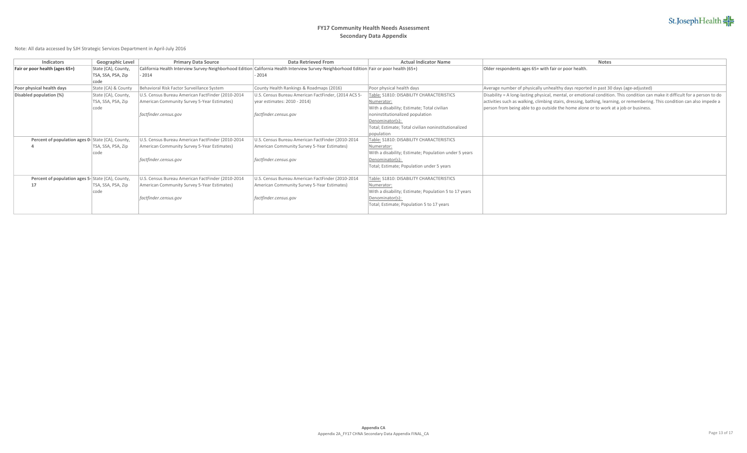# FY17 Community Health Needs Assessment
## Secondary Data Appendix

Note: All data accessed by SJH Strategic Services Department in April-July 2016

| Indicators | Geographic Level | Primary Data Source | Data Retrieved From | Actual Indicator Name | Notes |
|---|---|---|---|---|---|
| **Fair or poor health (ages 65+)** | State (CA), County, TSA, SSA, PSA, Zip code | California Health Interview Survey-Neighborhood Edition - 2014 | California Health Interview Survey-Neighborhood Edition - 2014 | Fair or poor health (65+) | Older respondents ages 65+ with fair or poor health. |
| **Poor physical health days** | State (CA) & County | Behavioral Risk Factor Surveillance System | County Health Rankings & Roadmaps (2016) | Poor physical health days | Average number of physically unhealthy days reported in past 30 days (age-adjusted) |
| **Disabled population (%)** | State (CA), County, TSA, SSA, PSA, Zip code | U.S. Census Bureau American FactFinder (2010-2014 American Community Survey 5-Year Estimates)<br><br>*factfinder.census.gov* | U.S. Census Bureau American FactFinder, (2014 ACS 5-year estimates: 2010 - 2014)<br><br>*factfinder.census.gov* | Table: S1810: DISABILITY CHARACTERISTICS<br>Numerator:<br>With a disability; Estimate; Total civilian noninstitutionalized population<br>Denominator(s):<br>Total; Estimate; Total civilian noninstitutionalized population | Disability = A long-lasting physical, mental, or emotional condition. This condition can make it difficult for a person to do activities such as walking, climbing stairs, dressing, bathing, learning, or remembering. This condition can also impede a person from being able to go outside the home alone or to work at a job or business. |
| **Percent of population ages 0-4** | State (CA), County, TSA, SSA, PSA, Zip code | U.S. Census Bureau American FactFinder (2010-2014 American Community Survey 5-Year Estimates)<br><br>*factfinder.census.gov* | U.S. Census Bureau American FactFinder (2010-2014 American Community Survey 5-Year Estimates)<br><br>*factfinder.census.gov* | Table: S1810: DISABILITY CHARACTERISTICS<br>Numerator:<br>With a disability; Estimate; Population under 5 years<br>Denominator(s):<br>Total; Estimate; Population under 5 years | |
| **Percent of population ages 5-17** | State (CA), County, TSA, SSA, PSA, Zip code | U.S. Census Bureau American FactFinder (2010-2014 American Community Survey 5-Year Estimates)<br><br>*factfinder.census.gov* | U.S. Census Bureau American FactFinder (2010-2014 American Community Survey 5-Year Estimates)<br><br>*factfinder.census.gov* | Table: S1810: DISABILITY CHARACTERISTICS<br>Numerator:<br>With a disability; Estimate; Population 5 to 17 years<br>Denominator(s):<br>Total; Estimate; Population 5 to 17 years | |

**Appendix CA**
Appendix 2A_FY17 CHNA Secondary Data Appendix FINAL_CA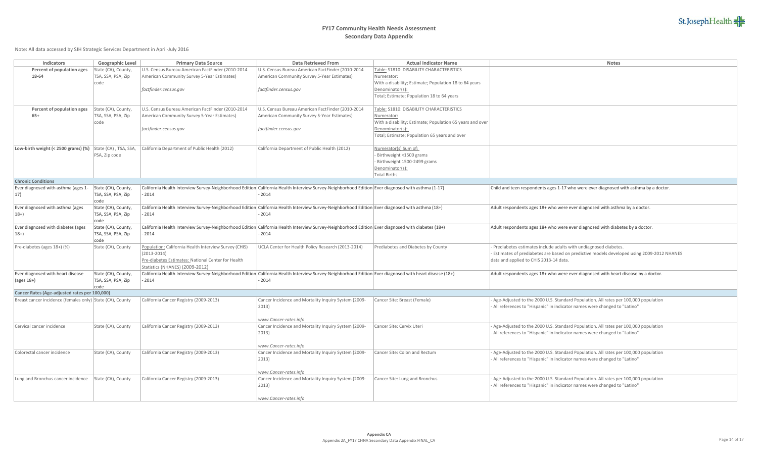# FY17 Community Health Needs Assessment
## Secondary Data Appendix

Note: All data accessed by SJH Strategic Services Department in April-July 2016

| Indicators | Geographic Level | Primary Data Source | Data Retrieved From | Actual Indicator Name | Notes |
|---|---|---|---|---|---|
| **Percent of population ages 18-64** | State (CA), County, TSA, SSA, PSA, Zip code | U.S. Census Bureau American FactFinder (2010-2014 American Community Survey 5-Year Estimates)<br><br>*factfinder.census.gov* | U.S. Census Bureau American FactFinder (2010-2014 American Community Survey 5-Year Estimates)<br><br>*factfinder.census.gov* | Table: S1810: DISABILITY CHARACTERISTICS<br>Numerator:<br>With a disability; Estimate; Population 18 to 64 years<br>Denominator(s):<br>Total; Estimate; Population 18 to 64 years | |
| **Percent of population ages 65+** | State (CA), County, TSA, SSA, PSA, Zip code | U.S. Census Bureau American FactFinder (2010-2014 American Community Survey 5-Year Estimates)<br><br>*factfinder.census.gov* | U.S. Census Bureau American FactFinder (2010-2014 American Community Survey 5-Year Estimates)<br><br>*factfinder.census.gov* | Table: S1810: DISABILITY CHARACTERISTICS<br>Numerator:<br>With a disability; Estimate; Population 65 years and over<br>Denominator(s):<br>Total; Estimate; Population 65 years and over | |
| **Low-birth weight (< 2500 grams) (%)** | State (CA) , TSA, SSA, PSA, Zip code | California Department of Public Health (2012) | California Department of Public Health (2012) | Numerator(s) Sum of:<br>- Birthweight <1500 grams<br>- Birthweight 1500-2499 grams<br>Denominator(s):<br>Total Births | |
| **Chronic Conditions** | | | | | |
| Ever diagnosed with asthma (ages 1-17) | State (CA), County, TSA, SSA, PSA, Zip code | California Health Interview Survey-Neighborhood Edition - 2014 | California Health Interview Survey-Neighborhood Edition - 2014 | Ever diagnosed with asthma (1-17) | Child and teen respondents ages 1-17 who were ever diagnosed with asthma by a doctor. |
| Ever diagnosed with asthma (ages 18+) | State (CA), County, TSA, SSA, PSA, Zip code | California Health Interview Survey-Neighborhood Edition - 2014 | California Health Interview Survey-Neighborhood Edition - 2014 | Ever diagnosed with asthma (18+) | Adult respondents ages 18+ who were ever diagnosed with asthma by a doctor. |
| Ever diagnosed with diabetes (ages 18+) | State (CA), County, TSA, SSA, PSA, Zip code | California Health Interview Survey-Neighborhood Edition - 2014 | California Health Interview Survey-Neighborhood Edition - 2014 | Ever diagnosed with diabetes (18+) | Adult respondents ages 18+ who were ever diagnosed with diabetes by a doctor. |
| Pre-diabetes (ages 18+) (%) | State (CA), County | Population: California Health Interview Survey (CHIS) (2013-2014)<br>Pre-diabetes Estimates: National Center for Health Statistics (NHANES) (2009-2012) | UCLA Center for Health Policy Research (2013-2014) | Prediabetes and Diabetes by County | - Prediabetes estimates include adults with undiagnosed diabetes.<br>- Estimates of prediabetes are based on predictive models developed using 2009-2012 NHANES data and applied to CHIS 2013-14 data. |
| Ever diagnosed with heart disease (ages 18+) | State (CA), County, TSA, SSA, PSA, Zip code | California Health Interview Survey-Neighborhood Edition - 2014 | California Health Interview Survey-Neighborhood Edition - 2014 | Ever diagnosed with heart disease (18+) | Adult respondents ages 18+ who were ever diagnosed with heart disease by a doctor. |
| **Cancer Rates (Age-adjusted rates per 100,000)** | | | | | |
| Breast cancer incidence (females only) | State (CA), County | California Cancer Registry (2009-2013) | Cancer Incidence and Mortality Inquiry System (2009-2013)<br><br>*www.Cancer-rates.info* | Cancer Site: Breast (Female) | - Age-Adjusted to the 2000 U.S. Standard Population. All rates per 100,000 population<br>- All references to "Hispanic" in indicator names were changed to "Latino" |
| Cervical cancer incidence | State (CA), County | California Cancer Registry (2009-2013) | Cancer Incidence and Mortality Inquiry System (2009-2013)<br><br>*www.Cancer-rates.info* | Cancer Site: Cervix Uteri | - Age-Adjusted to the 2000 U.S. Standard Population. All rates per 100,000 population<br>- All references to "Hispanic" in indicator names were changed to "Latino" |
| Colorectal cancer incidence | State (CA), County | California Cancer Registry (2009-2013) | Cancer Incidence and Mortality Inquiry System (2009-2013)<br><br>*www.Cancer-rates.info* | Cancer Site: Colon and Rectum | - Age-Adjusted to the 2000 U.S. Standard Population. All rates per 100,000 population<br>- All references to "Hispanic" in indicator names were changed to "Latino" |
| Lung and Bronchus cancer incidence | State (CA), County | California Cancer Registry (2009-2013) | Cancer Incidence and Mortality Inquiry System (2009-2013)<br><br>*www.Cancer-rates.info* | Cancer Site: Lung and Bronchus | - Age-Adjusted to the 2000 U.S. Standard Population. All rates per 100,000 population<br>- All references to "Hispanic" in indicator names were changed to "Latino" |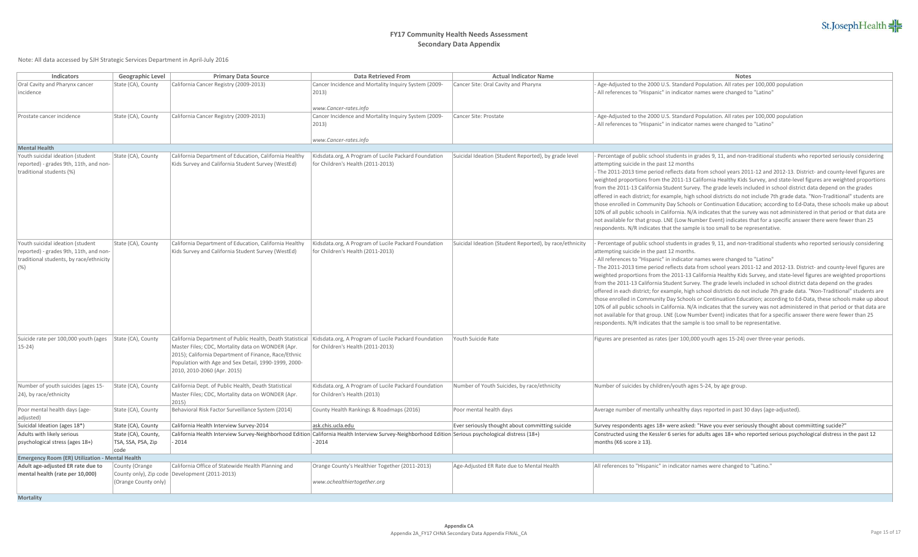# FY17 Community Health Needs Assessment
## Secondary Data Appendix

Note: All data accessed by SJH Strategic Services Department in April-July 2016

| Indicators | Geographic Level | Primary Data Source | Data Retrieved From | Actual Indicator Name | Notes |
|---|---|---|---|---|---|
| Oral Cavity and Pharynx cancer incidence | State (CA), County | California Cancer Registry (2009-2013) | Cancer Incidence and Mortality Inquiry System (2009-2013) *www.Cancer-rates.info* | Cancer Site: Oral Cavity and Pharynx | - Age-Adjusted to the 2000 U.S. Standard Population. All rates per 100,000 population - All references to "Hispanic" in indicator names were changed to "Latino" |
| Prostate cancer incidence | State (CA), County | California Cancer Registry (2009-2013) | Cancer Incidence and Mortality Inquiry System (2009-2013) *www.Cancer-rates.info* | Cancer Site: Prostate | - Age-Adjusted to the 2000 U.S. Standard Population. All rates per 100,000 population - All references to "Hispanic" in indicator names were changed to "Latino" |
| **Mental Health** | | | | | |
| Youth suicidal ideation (student reported) - grades 9th, 11th, and non-traditional students (%) | State (CA), County | California Department of Education, California Healthy Kids Survey and California Student Survey (WestEd) | Kidsdata.org, A Program of Lucile Packard Foundation for Children's Health (2011-2013) | Suicidal Ideation (Student Reported), by grade level | - Percentage of public school students in grades 9, 11, and non-traditional students who reported seriously considering attempting suicide in the past 12 months - The 2011-2013 time period reflects data from school years 2011-12 and 2012-13. District- and county-level figures are weighted proportions from the 2011-13 California Healthy Kids Survey, and state-level figures are weighted proportions from the 2011-13 California Student Survey. The grade levels included in school district data depend on the grades offered in each district; for example, high school districts do not include 7th grade data. "Non-Traditional" students are those enrolled in Community Day Schools or Continuation Education; according to Ed-Data, these schools make up about 10% of all public schools in California. N/A indicates that the survey was not administered in that period or that data are not available for that group. LNE (Low Number Event) indicates that for a specific answer there were fewer than 25 respondents. N/R indicates that the sample is too small to be representative. |
| Youth suicidal ideation (student reported) - grades 9th, 11th, and non-traditional students, by race/ethnicity (%) | State (CA), County | California Department of Education, California Healthy Kids Survey and California Student Survey (WestEd) | Kidsdata.org, A Program of Lucile Packard Foundation for Children's Health (2011-2013) | Suicidal Ideation (Student Reported), by race/ethnicity | - Percentage of public school students in grades 9, 11, and non-traditional students who reported seriously considering attempting suicide in the past 12 months. - All references to "Hispanic" in indicator names were changed to "Latino" - The 2011-2013 time period reflects data from school years 2011-12 and 2012-13. District- and county-level figures are weighted proportions from the 2011-13 California Healthy Kids Survey, and state-level figures are weighted proportions from the 2011-13 California Student Survey. The grade levels included in school district data depend on the grades offered in each district; for example, high school districts do not include 7th grade data. "Non-Traditional" students are those enrolled in Community Day Schools or Continuation Education; according to Ed-Data, these schools make up about 10% of all public schools in California. N/A indicates that the survey was not administered in that period or that data are not available for that group. LNE (Low Number Event) indicates that for a specific answer there were fewer than 25 respondents. N/R indicates that the sample is too small to be representative. |
| Suicide rate per 100,000 youth (ages 15-24) | State (CA), County | California Department of Public Health, Death Statistical Master Files; CDC, Mortality data on WONDER (Apr. 2015); California Department of Finance, Race/Ethnic Population with Age and Sex Detail, 1990-1999, 2000-2010, 2010-2060 (Apr. 2015) | Kidsdata.org, A Program of Lucile Packard Foundation for Children's Health (2011-2013) | Youth Suicide Rate | Figures are presented as rates (per 100,000 youth ages 15-24) over three-year periods. |
| Number of youth suicides (ages 15-24), by race/ethnicity | State (CA), County | California Dept. of Public Health, Death Statistical Master Files; CDC, Mortality data on WONDER (Apr. 2015) | Kidsdata.org, A Program of Lucile Packard Foundation for Children's Health (2013) | Number of Youth Suicides, by race/ethnicity | Number of suicides by children/youth ages 5-24, by age group. |
| Poor mental health days (age-adjusted) | State (CA), County | Behavioral Risk Factor Surveillance System (2014) | County Health Rankings & Roadmaps (2016) | Poor mental health days | Average number of mentally unhealthy days reported in past 30 days (age-adjusted). |
| Suicidal Ideation (ages 18*) | State (CA), County | California Health Interview Survey-2014 | ask.chis.ucla.edu | Ever seriously thought about committing suicide | Survey respondents ages 18+ were asked: "Have you ever seriously thought about commiitting suicide?" |
| Adults with likely serious psychological stress (ages 18+) | State (CA), County, TSA, SSA, PSA, Zip code | California Health Interview Survey-Neighborhood Edition - 2014 | California Health Interview Survey-Neighborhood Edition - 2014 | Serious psychological distress (18+) | Constructed using the Kessler 6 series for adults ages 18+ who reported serious psychological distress in the past 12 months (K6 score ≥ 13). |
| **Emergency Room (ER) Utilization - Mental Health** | | | | | |
| **Adult age-adjusted ER rate due to mental health (rate per 10,000)** | County (Orange County only), Zip code (Orange County only) | California Office of Statewide Health Planning and Development (2011-2013) | Orange County's Healthier Together (2011-2013) *www.ochealthiertogether.org* | Age-Adjusted ER Rate due to Mental Health | All references to "Hispanic" in indicator names were changed to "Latino." |
| **Mortality** | | | | | |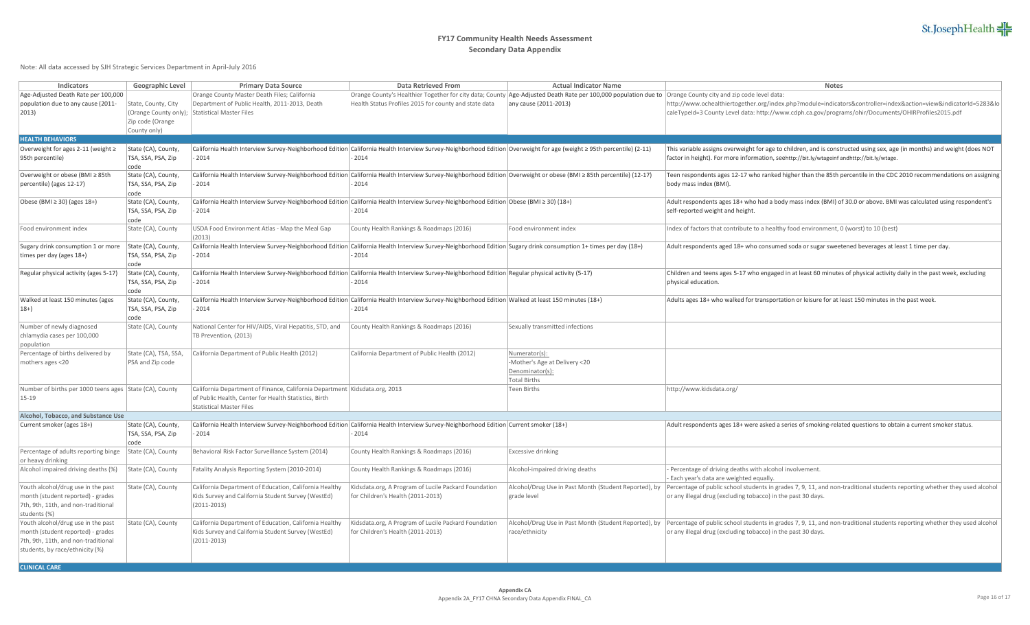# FY17 Community Health Needs Assessment
## Secondary Data Appendix

Note: All data accessed by SJH Strategic Services Department in April-July 2016

| Indicators | Geographic Level | Primary Data Source | Data Retrieved From | Actual Indicator Name | Notes |
|---|---|---|---|---|---|
| Age-Adjusted Death Rate per 100,000 population due to any cause (2011-2013) | State, County, City (Orange County only); Zip code (Orange County only) | Orange County Master Death Files; California Department of Public Health, 2011-2013, Death Statistical Master Files | Orange County's Healthier Together for city data; County Health Status Profiles 2015 for county and state data | Age-Adjusted Death Rate per 100,000 population due to any cause (2011-2013) | Orange County city and zip code level data: http://www.ochealthiertogether.org/index.php?module=indicators&controller=index&action=view&indicatorId=5283&localeTypeId=3 County Level data: http://www.cdph.ca.gov/programs/ohir/Documents/OHIRProfiles2015.pdf |
| **HEALTH BEHAVIORS** | | | | | |
| Overweight for ages 2-11 (weight ≥ 95th percentile) | State (CA), County, TSA, SSA, PSA, Zip code | California Health Interview Survey-Neighborhood Edition - 2014 | California Health Interview Survey-Neighborhood Edition - 2014 | Overweight for age (weight ≥ 95th percentile) (2-11) | This variable assigns overweight for age to children, and is constructed using sex, age (in months) and weight (does NOT factor in height). For more information, seehttp://bit.ly/wtageinf andhttp://bit.ly/wtage. |
| Overweight or obese (BMI ≥ 85th percentile) (ages 12-17) | State (CA), County, TSA, SSA, PSA, Zip code | California Health Interview Survey-Neighborhood Edition - 2014 | California Health Interview Survey-Neighborhood Edition - 2014 | Overweight or obese (BMI ≥ 85th percentile) (12-17) | Teen respondents ages 12-17 who ranked higher than the 85th percentile in the CDC 2010 recommendations on assigning body mass index (BMI). |
| Obese (BMI ≥ 30) (ages 18+) | State (CA), County, TSA, SSA, PSA, Zip code | California Health Interview Survey-Neighborhood Edition - 2014 | California Health Interview Survey-Neighborhood Edition - 2014 | Obese (BMI ≥ 30) (18+) | Adult respondents ages 18+ who had a body mass index (BMI) of 30.0 or above. BMI was calculated using respondent's self-reported weight and height. |
| Food environment index | State (CA), County | USDA Food Environment Atlas - Map the Meal Gap (2013) | County Health Rankings & Roadmaps (2016) | Food environment index | Index of factors that contribute to a healthy food environment, 0 (worst) to 10 (best) |
| Sugary drink consumption 1 or more times per day (ages 18+) | State (CA), County, TSA, SSA, PSA, Zip code | California Health Interview Survey-Neighborhood Edition - 2014 | California Health Interview Survey-Neighborhood Edition - 2014 | Sugary drink consumption 1+ times per day (18+) | Adult respondents aged 18+ who consumed soda or sugar sweetened beverages at least 1 time per day. |
| Regular physical activity (ages 5-17) | State (CA), County, TSA, SSA, PSA, Zip code | California Health Interview Survey-Neighborhood Edition - 2014 | California Health Interview Survey-Neighborhood Edition - 2014 | Regular physical activity (5-17) | Children and teens ages 5-17 who engaged in at least 60 minutes of physical activity daily in the past week, excluding physical education. |
| Walked at least 150 minutes (ages 18+) | State (CA), County, TSA, SSA, PSA, Zip code | California Health Interview Survey-Neighborhood Edition - 2014 | California Health Interview Survey-Neighborhood Edition - 2014 | Walked at least 150 minutes (18+) | Adults ages 18+ who walked for transportation or leisure for at least 150 minutes in the past week. |
| Number of newly diagnosed chlamydia cases per 100,000 population | State (CA), County | National Center for HIV/AIDS, Viral Hepatitis, STD, and TB Prevention, (2013) | County Health Rankings & Roadmaps (2016) | Sexually transmitted infections | |
| Percentage of births delivered by mothers ages <20 | State (CA), TSA, SSA, PSA and Zip code | California Department of Public Health (2012) | California Department of Public Health (2012) | Numerator(s):<br>-Mother's Age at Delivery <20<br>Denominator(s):<br>Total Births | |
| Number of births per 1000 teens ages 15-19 | State (CA), County | California Department of Finance, California Department of Public Health, Center for Health Statistics, Birth Statistical Master Files | Kidsdata.org, 2013 | Teen Births | http://www.kidsdata.org/ |
| **Alcohol, Tobacco, and Substance Use** | | | | | |
| Current smoker (ages 18+) | State (CA), County, TSA, SSA, PSA, Zip code | California Health Interview Survey-Neighborhood Edition - 2014 | California Health Interview Survey-Neighborhood Edition - 2014 | Current smoker (18+) | Adult respondents ages 18+ were asked a series of smoking-related questions to obtain a current smoker status. |
| Percentage of adults reporting binge or heavy drinking | State (CA), County | Behavioral Risk Factor Surveillance System (2014) | County Health Rankings & Roadmaps (2016) | Excessive drinking | |
| Alcohol impaired driving deaths (%) | State (CA), County | Fatality Analysis Reporting System (2010-2014) | County Health Rankings & Roadmaps (2016) | Alcohol-impaired driving deaths | - Percentage of driving deaths with alcohol involvement.<br>- Each year's data are weighted equally. |
| Youth alcohol/drug use in the past month (student reported) - grades 7th, 9th, 11th, and non-traditional students (%) | State (CA), County | California Department of Education, California Healthy Kids Survey and California Student Survey (WestEd) (2011-2013) | Kidsdata.org, A Program of Lucile Packard Foundation for Children's Health (2011-2013) | Alcohol/Drug Use in Past Month (Student Reported), by grade level | Percentage of public school students in grades 7, 9, 11, and non-traditional students reporting whether they used alcohol or any illegal drug (excluding tobacco) in the past 30 days. |
| Youth alcohol/drug use in the past month (student reported) - grades 7th, 9th, 11th, and non-traditional students, by race/ethnicity (%) | State (CA), County | California Department of Education, California Healthy Kids Survey and California Student Survey (WestEd) (2011-2013) | Kidsdata.org, A Program of Lucile Packard Foundation for Children's Health (2011-2013) | Alcohol/Drug Use in Past Month (Student Reported), by race/ethnicity | Percentage of public school students in grades 7, 9, 11, and non-traditional students reporting whether they used alcohol or any illegal drug (excluding tobacco) in the past 30 days. |
| **CLINICAL CARE** | | | | | |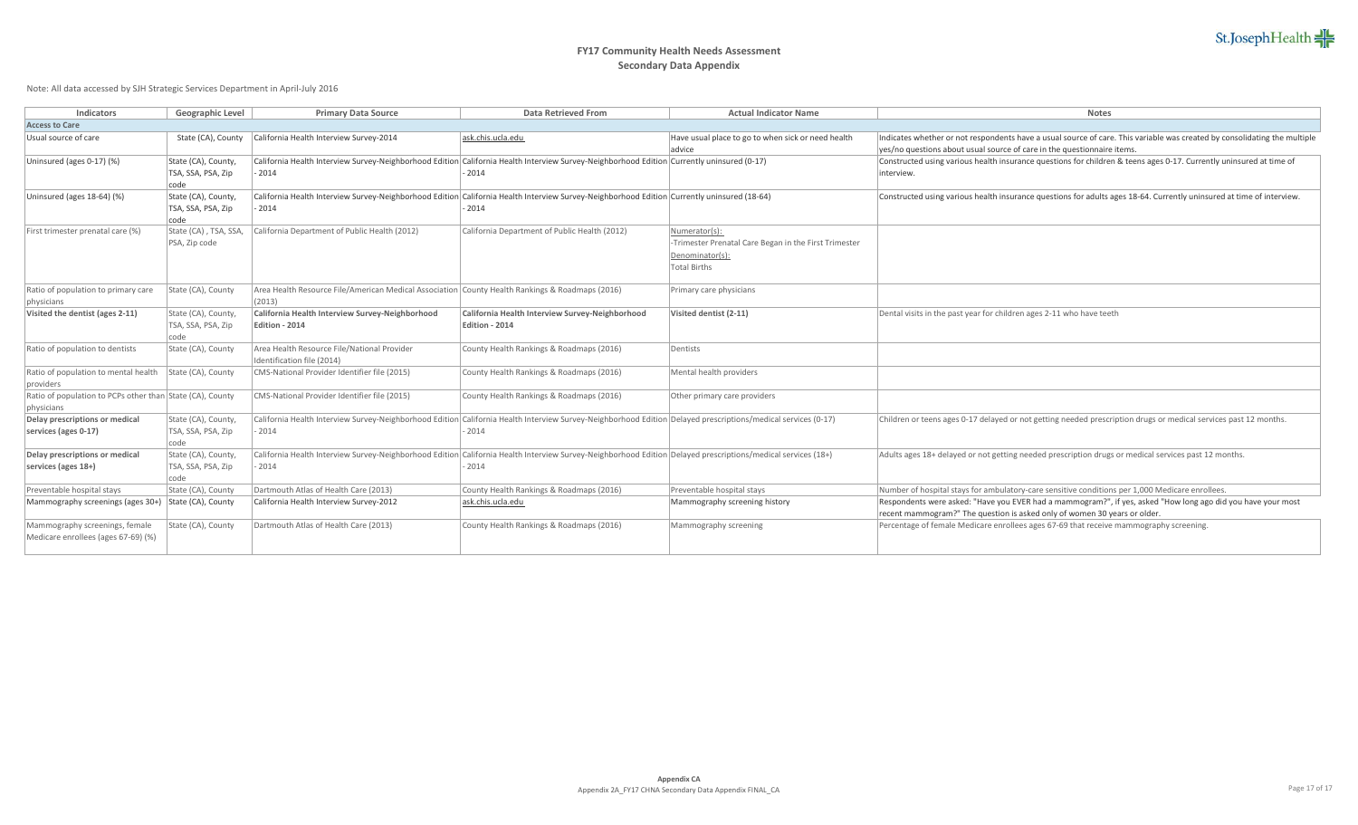# FY17 Community Health Needs Assessment
## Secondary Data Appendix

Note: All data accessed by SJH Strategic Services Department in April-July 2016

| Indicators | Geographic Level | Primary Data Source | Data Retrieved From | Actual Indicator Name | Notes |
|---|---|---|---|---|---|
| **Access to Care** | | | | | |
| Usual source of care | State (CA), County | California Health Interview Survey-2014 | ask.chis.ucla.edu | Have usual place to go to when sick or need health advice | Indicates whether or not respondents have a usual source of care. This variable was created by consolidating the multiple yes/no questions about usual source of care in the questionnaire items. |
| Uninsured (ages 0-17) (%) | State (CA), County, TSA, SSA, PSA, Zip code | California Health Interview Survey-Neighborhood Edition - 2014 | California Health Interview Survey-Neighborhood Edition - 2014 | Currently uninsured (0-17) | Constructed using various health insurance questions for children & teens ages 0-17. Currently uninsured at time of interview. |
| Uninsured (ages 18-64) (%) | State (CA), County, TSA, SSA, PSA, Zip code | California Health Interview Survey-Neighborhood Edition - 2014 | California Health Interview Survey-Neighborhood Edition - 2014 | Currently uninsured (18-64) | Constructed using various health insurance questions for adults ages 18-64. Currently uninsured at time of interview. |
| First trimester prenatal care (%) | State (CA) , TSA, SSA, PSA, Zip code | California Department of Public Health (2012) | California Department of Public Health (2012) | Numerator(s):<br>-Trimester Prenatal Care Began in the First Trimester<br>Denominator(s):<br>Total Births | |
| Ratio of population to primary care physicians | State (CA), County | Area Health Resource File/American Medical Association (2013) | County Health Rankings & Roadmaps (2016) | Primary care physicians | |
| **Visited the dentist (ages 2-11)** | State (CA), County, TSA, SSA, PSA, Zip code | **California Health Interview Survey-Neighborhood Edition - 2014** | **California Health Interview Survey-Neighborhood Edition - 2014** | **Visited dentist (2-11)** | Dental visits in the past year for children ages 2-11 who have teeth |
| Ratio of population to dentists | State (CA), County | Area Health Resource File/National Provider Identification file (2014) | County Health Rankings & Roadmaps (2016) | Dentists | |
| Ratio of population to mental health providers | State (CA), County | CMS-National Provider Identifier file (2015) | County Health Rankings & Roadmaps (2016) | Mental health providers | |
| Ratio of population to PCPs other than physicians | State (CA), County | CMS-National Provider Identifier file (2015) | County Health Rankings & Roadmaps (2016) | Other primary care providers | |
| **Delay prescriptions or medical services (ages 0-17)** | State (CA), County, TSA, SSA, PSA, Zip code | California Health Interview Survey-Neighborhood Edition - 2014 | California Health Interview Survey-Neighborhood Edition - 2014 | Delayed prescriptions/medical services (0-17) | Children or teens ages 0-17 delayed or not getting needed prescription drugs or medical services past 12 months. |
| **Delay prescriptions or medical services (ages 18+)** | State (CA), County, TSA, SSA, PSA, Zip code | California Health Interview Survey-Neighborhood Edition - 2014 | California Health Interview Survey-Neighborhood Edition - 2014 | Delayed prescriptions/medical services (18+) | Adults ages 18+ delayed or not getting needed prescription drugs or medical services past 12 months. |
| Preventable hospital stays | State (CA), County | Dartmouth Atlas of Health Care (2013) | County Health Rankings & Roadmaps (2016) | Preventable hospital stays | Number of hospital stays for ambulatory-care sensitive conditions per 1,000 Medicare enrollees. |
| Mammography screenings (ages 30+) | State (CA), County | California Health Interview Survey-2012 | ask.chis.ucla.edu | Mammography screening history | Respondents were asked: "Have you EVER had a mammogram?", if yes, asked "How long ago did you have your most recent mammogram?" The question is asked only of women 30 years or older. |
| Mammography screenings, female Medicare enrollees (ages 67-69) (%) | State (CA), County | Dartmouth Atlas of Health Care (2013) | County Health Rankings & Roadmaps (2016) | Mammography screening | Percentage of female Medicare enrollees ages 67-69 that receive mammography screening. |

Appendix CA
Appendix 2A_FY17 CHNA Secondary Data Appendix FINAL_CA